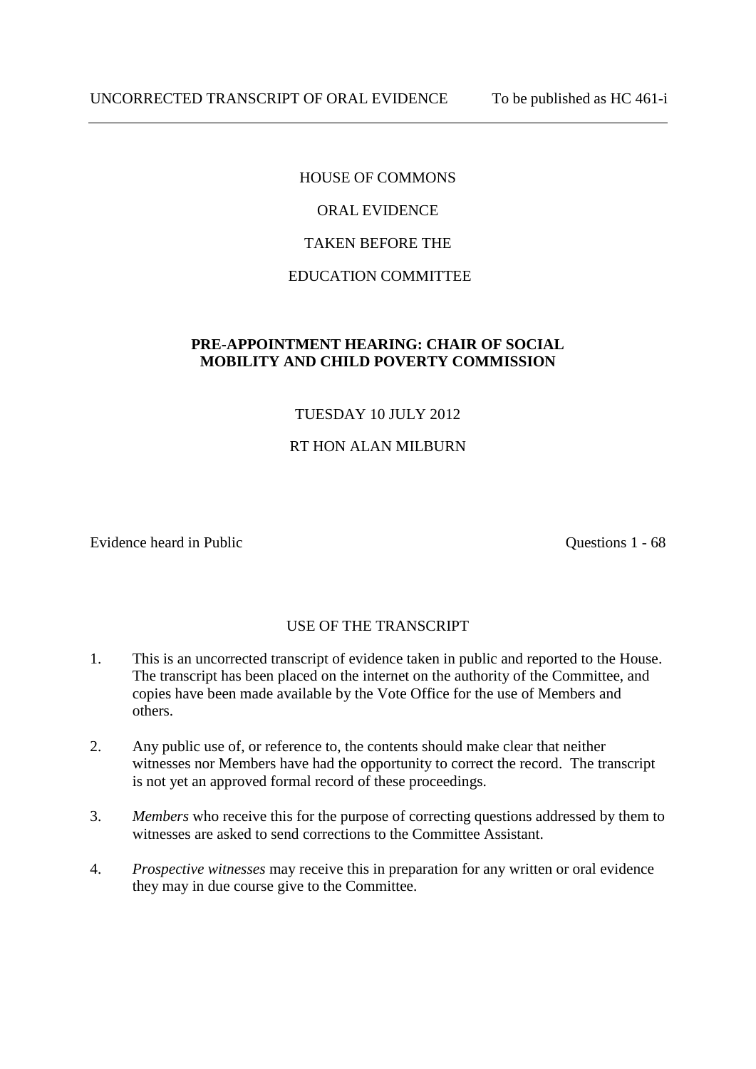UNCORRECTED TRANSCRIPT OF ORAL EVIDENCE — To be published as HC 461-i

---

HOUSE OF COMMONS

ORAL EVIDENCE

TAKEN BEFORE THE

EDUCATION COMMITTEE

**PRE-APPOINTMENT HEARING: CHAIR OF SOCIAL MOBILITY AND CHILD POVERTY COMMISSION**

TUESDAY 10 JULY 2012

RT HON ALAN MILBURN

Evidence heard in Public — Questions 1 - 68

USE OF THE TRANSCRIPT

1. This is an uncorrected transcript of evidence taken in public and reported to the House. The transcript has been placed on the internet on the authority of the Committee, and copies have been made available by the Vote Office for the use of Members and others.

2. Any public use of, or reference to, the contents should make clear that neither witnesses nor Members have had the opportunity to correct the record. The transcript is not yet an approved formal record of these proceedings.

3. *Members* who receive this for the purpose of correcting questions addressed by them to witnesses are asked to send corrections to the Committee Assistant.

4. *Prospective witnesses* may receive this in preparation for any written or oral evidence they may in due course give to the Committee.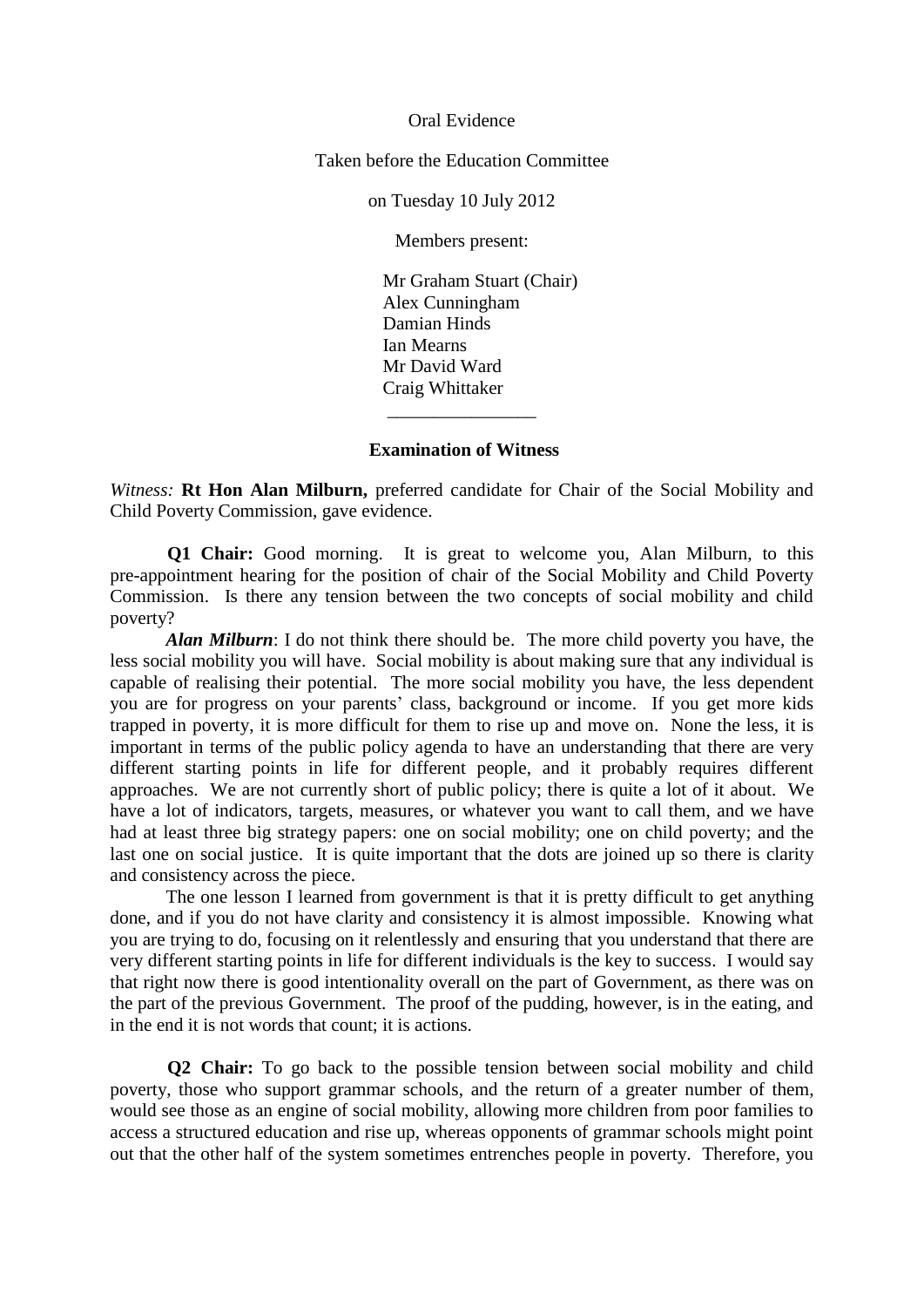Oral Evidence

Taken before the Education Committee

on Tuesday 10 July 2012

Members present:

Mr Graham Stuart (Chair)
Alex Cunningham
Damian Hinds
Ian Mearns
Mr David Ward
Craig Whittaker

________________

**Examination of Witness**

*Witness:* **Rt Hon Alan Milburn,** preferred candidate for Chair of the Social Mobility and Child Poverty Commission, gave evidence.

**Q1 Chair:** Good morning. It is great to welcome you, Alan Milburn, to this pre-appointment hearing for the position of chair of the Social Mobility and Child Poverty Commission. Is there any tension between the two concepts of social mobility and child poverty?

***Alan Milburn***: I do not think there should be. The more child poverty you have, the less social mobility you will have. Social mobility is about making sure that any individual is capable of realising their potential. The more social mobility you have, the less dependent you are for progress on your parents' class, background or income. If you get more kids trapped in poverty, it is more difficult for them to rise up and move on. None the less, it is important in terms of the public policy agenda to have an understanding that there are very different starting points in life for different people, and it probably requires different approaches. We are not currently short of public policy; there is quite a lot of it about. We have a lot of indicators, targets, measures, or whatever you want to call them, and we have had at least three big strategy papers: one on social mobility; one on child poverty; and the last one on social justice. It is quite important that the dots are joined up so there is clarity and consistency across the piece.

The one lesson I learned from government is that it is pretty difficult to get anything done, and if you do not have clarity and consistency it is almost impossible. Knowing what you are trying to do, focusing on it relentlessly and ensuring that you understand that there are very different starting points in life for different individuals is the key to success. I would say that right now there is good intentionality overall on the part of Government, as there was on the part of the previous Government. The proof of the pudding, however, is in the eating, and in the end it is not words that count; it is actions.

**Q2 Chair:** To go back to the possible tension between social mobility and child poverty, those who support grammar schools, and the return of a greater number of them, would see those as an engine of social mobility, allowing more children from poor families to access a structured education and rise up, whereas opponents of grammar schools might point out that the other half of the system sometimes entrenches people in poverty. Therefore, you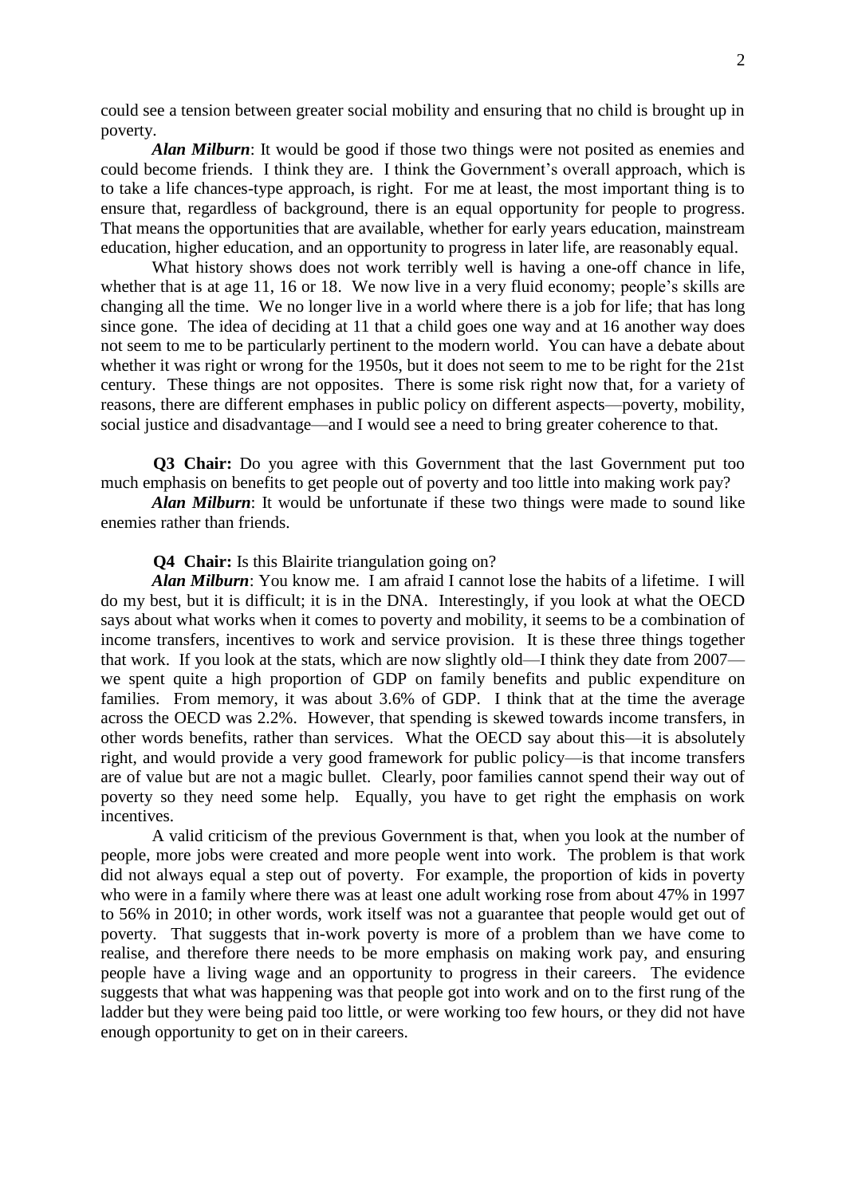could see a tension between greater social mobility and ensuring that no child is brought up in poverty.

***Alan Milburn***: It would be good if those two things were not posited as enemies and could become friends. I think they are. I think the Government's overall approach, which is to take a life chances-type approach, is right. For me at least, the most important thing is to ensure that, regardless of background, there is an equal opportunity for people to progress. That means the opportunities that are available, whether for early years education, mainstream education, higher education, and an opportunity to progress in later life, are reasonably equal.

What history shows does not work terribly well is having a one-off chance in life, whether that is at age 11, 16 or 18. We now live in a very fluid economy; people's skills are changing all the time. We no longer live in a world where there is a job for life; that has long since gone. The idea of deciding at 11 that a child goes one way and at 16 another way does not seem to me to be particularly pertinent to the modern world. You can have a debate about whether it was right or wrong for the 1950s, but it does not seem to me to be right for the 21st century. These things are not opposites. There is some risk right now that, for a variety of reasons, there are different emphases in public policy on different aspects—poverty, mobility, social justice and disadvantage—and I would see a need to bring greater coherence to that.

**Q3 Chair:** Do you agree with this Government that the last Government put too much emphasis on benefits to get people out of poverty and too little into making work pay?

***Alan Milburn***: It would be unfortunate if these two things were made to sound like enemies rather than friends.

**Q4 Chair:** Is this Blairite triangulation going on?

***Alan Milburn***: You know me. I am afraid I cannot lose the habits of a lifetime. I will do my best, but it is difficult; it is in the DNA. Interestingly, if you look at what the OECD says about what works when it comes to poverty and mobility, it seems to be a combination of income transfers, incentives to work and service provision. It is these three things together that work. If you look at the stats, which are now slightly old—I think they date from 2007—we spent quite a high proportion of GDP on family benefits and public expenditure on families. From memory, it was about 3.6% of GDP. I think that at the time the average across the OECD was 2.2%. However, that spending is skewed towards income transfers, in other words benefits, rather than services. What the OECD say about this—it is absolutely right, and would provide a very good framework for public policy—is that income transfers are of value but are not a magic bullet. Clearly, poor families cannot spend their way out of poverty so they need some help. Equally, you have to get right the emphasis on work incentives.

A valid criticism of the previous Government is that, when you look at the number of people, more jobs were created and more people went into work. The problem is that work did not always equal a step out of poverty. For example, the proportion of kids in poverty who were in a family where there was at least one adult working rose from about 47% in 1997 to 56% in 2010; in other words, work itself was not a guarantee that people would get out of poverty. That suggests that in-work poverty is more of a problem than we have come to realise, and therefore there needs to be more emphasis on making work pay, and ensuring people have a living wage and an opportunity to progress in their careers. The evidence suggests that what was happening was that people got into work and on to the first rung of the ladder but they were being paid too little, or were working too few hours, or they did not have enough opportunity to get on in their careers.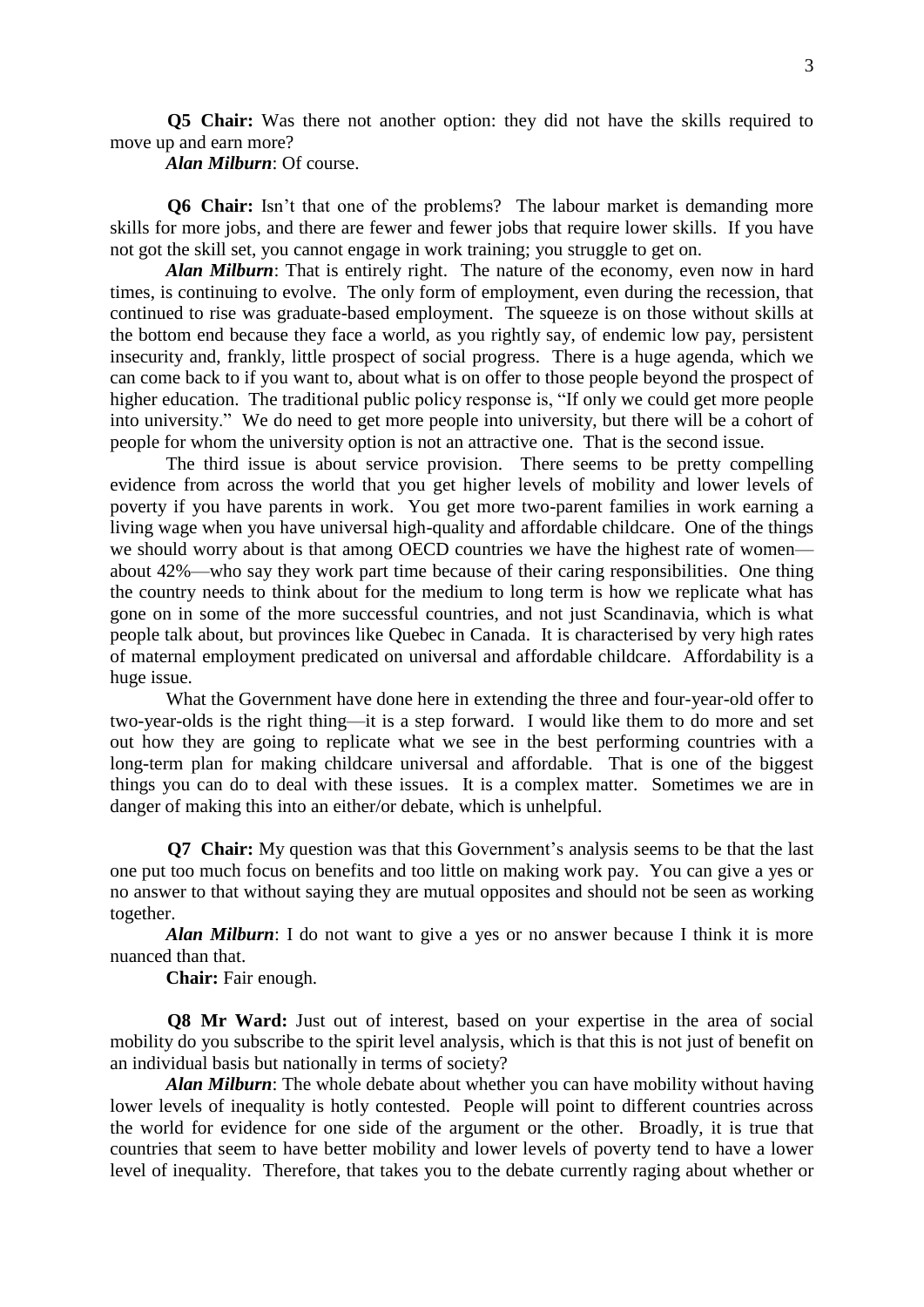**Q5 Chair:** Was there not another option: they did not have the skills required to move up and earn more?

***Alan Milburn***: Of course.

**Q6 Chair:** Isn't that one of the problems? The labour market is demanding more skills for more jobs, and there are fewer and fewer jobs that require lower skills. If you have not got the skill set, you cannot engage in work training; you struggle to get on.

***Alan Milburn***: That is entirely right. The nature of the economy, even now in hard times, is continuing to evolve. The only form of employment, even during the recession, that continued to rise was graduate-based employment. The squeeze is on those without skills at the bottom end because they face a world, as you rightly say, of endemic low pay, persistent insecurity and, frankly, little prospect of social progress. There is a huge agenda, which we can come back to if you want to, about what is on offer to those people beyond the prospect of higher education. The traditional public policy response is, "If only we could get more people into university." We do need to get more people into university, but there will be a cohort of people for whom the university option is not an attractive one. That is the second issue.

The third issue is about service provision. There seems to be pretty compelling evidence from across the world that you get higher levels of mobility and lower levels of poverty if you have parents in work. You get more two-parent families in work earning a living wage when you have universal high-quality and affordable childcare. One of the things we should worry about is that among OECD countries we have the highest rate of women—about 42%—who say they work part time because of their caring responsibilities. One thing the country needs to think about for the medium to long term is how we replicate what has gone on in some of the more successful countries, and not just Scandinavia, which is what people talk about, but provinces like Quebec in Canada. It is characterised by very high rates of maternal employment predicated on universal and affordable childcare. Affordability is a huge issue.

What the Government have done here in extending the three and four-year-old offer to two-year-olds is the right thing—it is a step forward. I would like them to do more and set out how they are going to replicate what we see in the best performing countries with a long-term plan for making childcare universal and affordable. That is one of the biggest things you can do to deal with these issues. It is a complex matter. Sometimes we are in danger of making this into an either/or debate, which is unhelpful.

**Q7 Chair:** My question was that this Government's analysis seems to be that the last one put too much focus on benefits and too little on making work pay. You can give a yes or no answer to that without saying they are mutual opposites and should not be seen as working together.

***Alan Milburn***: I do not want to give a yes or no answer because I think it is more nuanced than that.

**Chair:** Fair enough.

**Q8 Mr Ward:** Just out of interest, based on your expertise in the area of social mobility do you subscribe to the spirit level analysis, which is that this is not just of benefit on an individual basis but nationally in terms of society?

***Alan Milburn***: The whole debate about whether you can have mobility without having lower levels of inequality is hotly contested. People will point to different countries across the world for evidence for one side of the argument or the other. Broadly, it is true that countries that seem to have better mobility and lower levels of poverty tend to have a lower level of inequality. Therefore, that takes you to the debate currently raging about whether or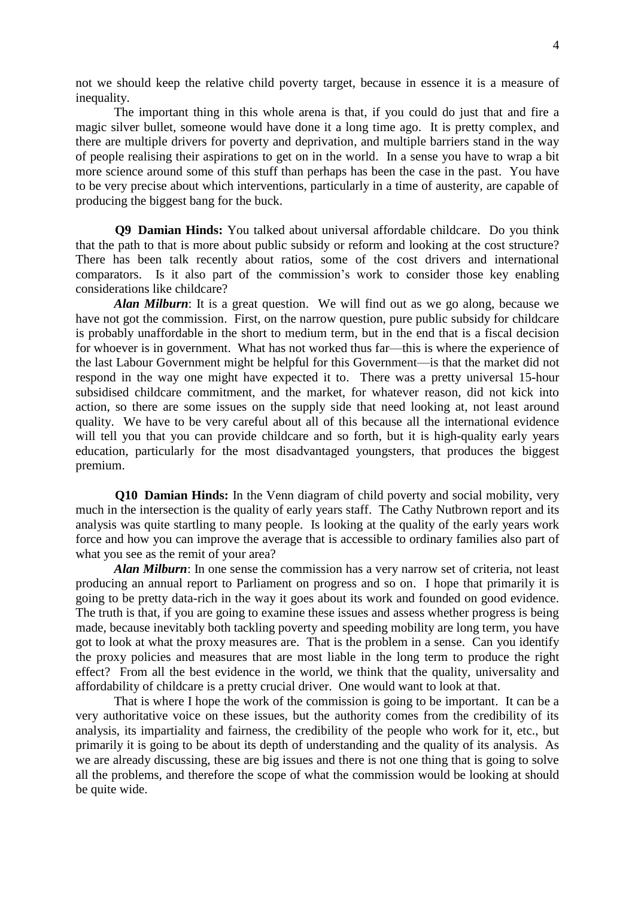not we should keep the relative child poverty target, because in essence it is a measure of inequality.

The important thing in this whole arena is that, if you could do just that and fire a magic silver bullet, someone would have done it a long time ago. It is pretty complex, and there are multiple drivers for poverty and deprivation, and multiple barriers stand in the way of people realising their aspirations to get on in the world. In a sense you have to wrap a bit more science around some of this stuff than perhaps has been the case in the past. You have to be very precise about which interventions, particularly in a time of austerity, are capable of producing the biggest bang for the buck.

**Q9 Damian Hinds:** You talked about universal affordable childcare. Do you think that the path to that is more about public subsidy or reform and looking at the cost structure? There has been talk recently about ratios, some of the cost drivers and international comparators. Is it also part of the commission's work to consider those key enabling considerations like childcare?

***Alan Milburn***: It is a great question. We will find out as we go along, because we have not got the commission. First, on the narrow question, pure public subsidy for childcare is probably unaffordable in the short to medium term, but in the end that is a fiscal decision for whoever is in government. What has not worked thus far—this is where the experience of the last Labour Government might be helpful for this Government—is that the market did not respond in the way one might have expected it to. There was a pretty universal 15-hour subsidised childcare commitment, and the market, for whatever reason, did not kick into action, so there are some issues on the supply side that need looking at, not least around quality. We have to be very careful about all of this because all the international evidence will tell you that you can provide childcare and so forth, but it is high-quality early years education, particularly for the most disadvantaged youngsters, that produces the biggest premium.

**Q10 Damian Hinds:** In the Venn diagram of child poverty and social mobility, very much in the intersection is the quality of early years staff. The Cathy Nutbrown report and its analysis was quite startling to many people. Is looking at the quality of the early years work force and how you can improve the average that is accessible to ordinary families also part of what you see as the remit of your area?

***Alan Milburn***: In one sense the commission has a very narrow set of criteria, not least producing an annual report to Parliament on progress and so on. I hope that primarily it is going to be pretty data-rich in the way it goes about its work and founded on good evidence. The truth is that, if you are going to examine these issues and assess whether progress is being made, because inevitably both tackling poverty and speeding mobility are long term, you have got to look at what the proxy measures are. That is the problem in a sense. Can you identify the proxy policies and measures that are most liable in the long term to produce the right effect? From all the best evidence in the world, we think that the quality, universality and affordability of childcare is a pretty crucial driver. One would want to look at that.

That is where I hope the work of the commission is going to be important. It can be a very authoritative voice on these issues, but the authority comes from the credibility of its analysis, its impartiality and fairness, the credibility of the people who work for it, etc., but primarily it is going to be about its depth of understanding and the quality of its analysis. As we are already discussing, these are big issues and there is not one thing that is going to solve all the problems, and therefore the scope of what the commission would be looking at should be quite wide.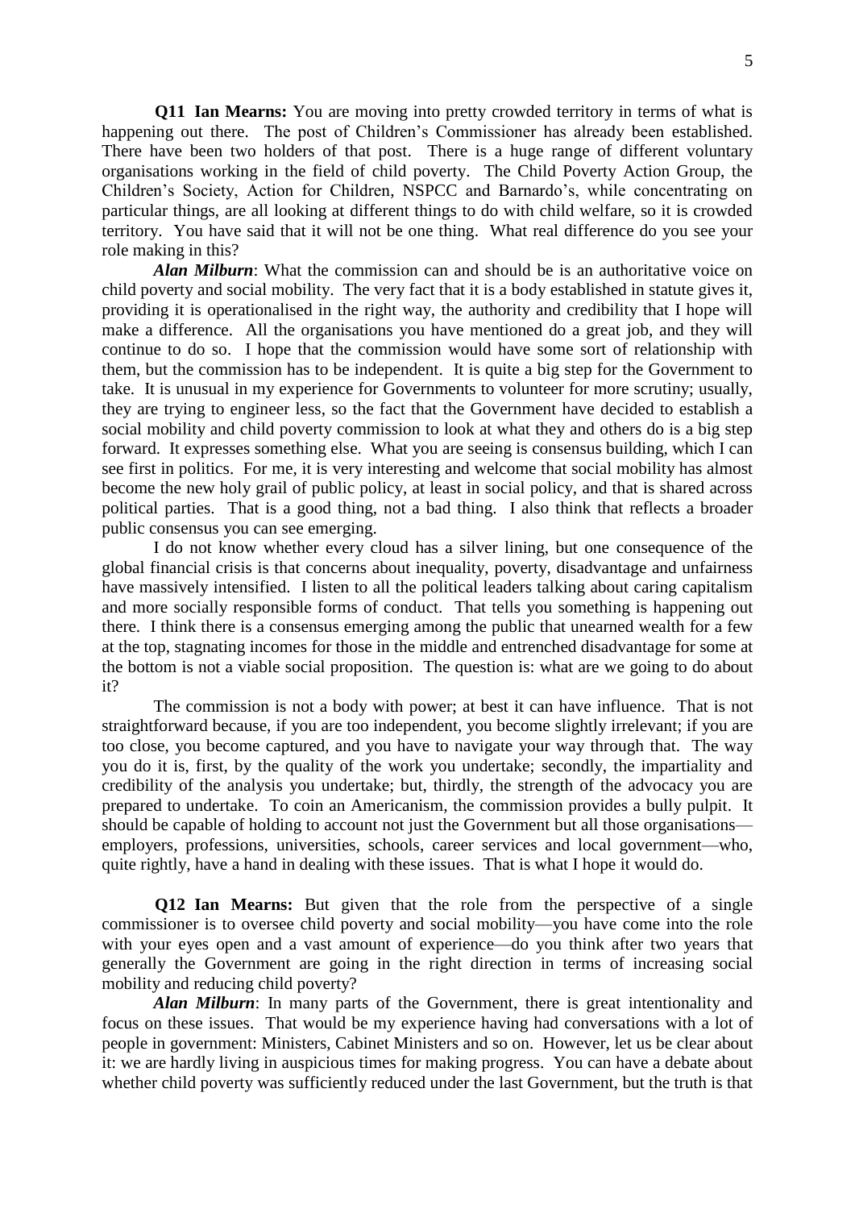**Q11 Ian Mearns:** You are moving into pretty crowded territory in terms of what is happening out there. The post of Children's Commissioner has already been established. There have been two holders of that post. There is a huge range of different voluntary organisations working in the field of child poverty. The Child Poverty Action Group, the Children's Society, Action for Children, NSPCC and Barnardo's, while concentrating on particular things, are all looking at different things to do with child welfare, so it is crowded territory. You have said that it will not be one thing. What real difference do you see your role making in this?

***Alan Milburn***: What the commission can and should be is an authoritative voice on child poverty and social mobility. The very fact that it is a body established in statute gives it, providing it is operationalised in the right way, the authority and credibility that I hope will make a difference. All the organisations you have mentioned do a great job, and they will continue to do so. I hope that the commission would have some sort of relationship with them, but the commission has to be independent. It is quite a big step for the Government to take. It is unusual in my experience for Governments to volunteer for more scrutiny; usually, they are trying to engineer less, so the fact that the Government have decided to establish a social mobility and child poverty commission to look at what they and others do is a big step forward. It expresses something else. What you are seeing is consensus building, which I can see first in politics. For me, it is very interesting and welcome that social mobility has almost become the new holy grail of public policy, at least in social policy, and that is shared across political parties. That is a good thing, not a bad thing. I also think that reflects a broader public consensus you can see emerging.

I do not know whether every cloud has a silver lining, but one consequence of the global financial crisis is that concerns about inequality, poverty, disadvantage and unfairness have massively intensified. I listen to all the political leaders talking about caring capitalism and more socially responsible forms of conduct. That tells you something is happening out there. I think there is a consensus emerging among the public that unearned wealth for a few at the top, stagnating incomes for those in the middle and entrenched disadvantage for some at the bottom is not a viable social proposition. The question is: what are we going to do about it?

The commission is not a body with power; at best it can have influence. That is not straightforward because, if you are too independent, you become slightly irrelevant; if you are too close, you become captured, and you have to navigate your way through that. The way you do it is, first, by the quality of the work you undertake; secondly, the impartiality and credibility of the analysis you undertake; but, thirdly, the strength of the advocacy you are prepared to undertake. To coin an Americanism, the commission provides a bully pulpit. It should be capable of holding to account not just the Government but all those organisations—employers, professions, universities, schools, career services and local government—who, quite rightly, have a hand in dealing with these issues. That is what I hope it would do.

**Q12 Ian Mearns:** But given that the role from the perspective of a single commissioner is to oversee child poverty and social mobility—you have come into the role with your eyes open and a vast amount of experience—do you think after two years that generally the Government are going in the right direction in terms of increasing social mobility and reducing child poverty?

***Alan Milburn***: In many parts of the Government, there is great intentionality and focus on these issues. That would be my experience having had conversations with a lot of people in government: Ministers, Cabinet Ministers and so on. However, let us be clear about it: we are hardly living in auspicious times for making progress. You can have a debate about whether child poverty was sufficiently reduced under the last Government, but the truth is that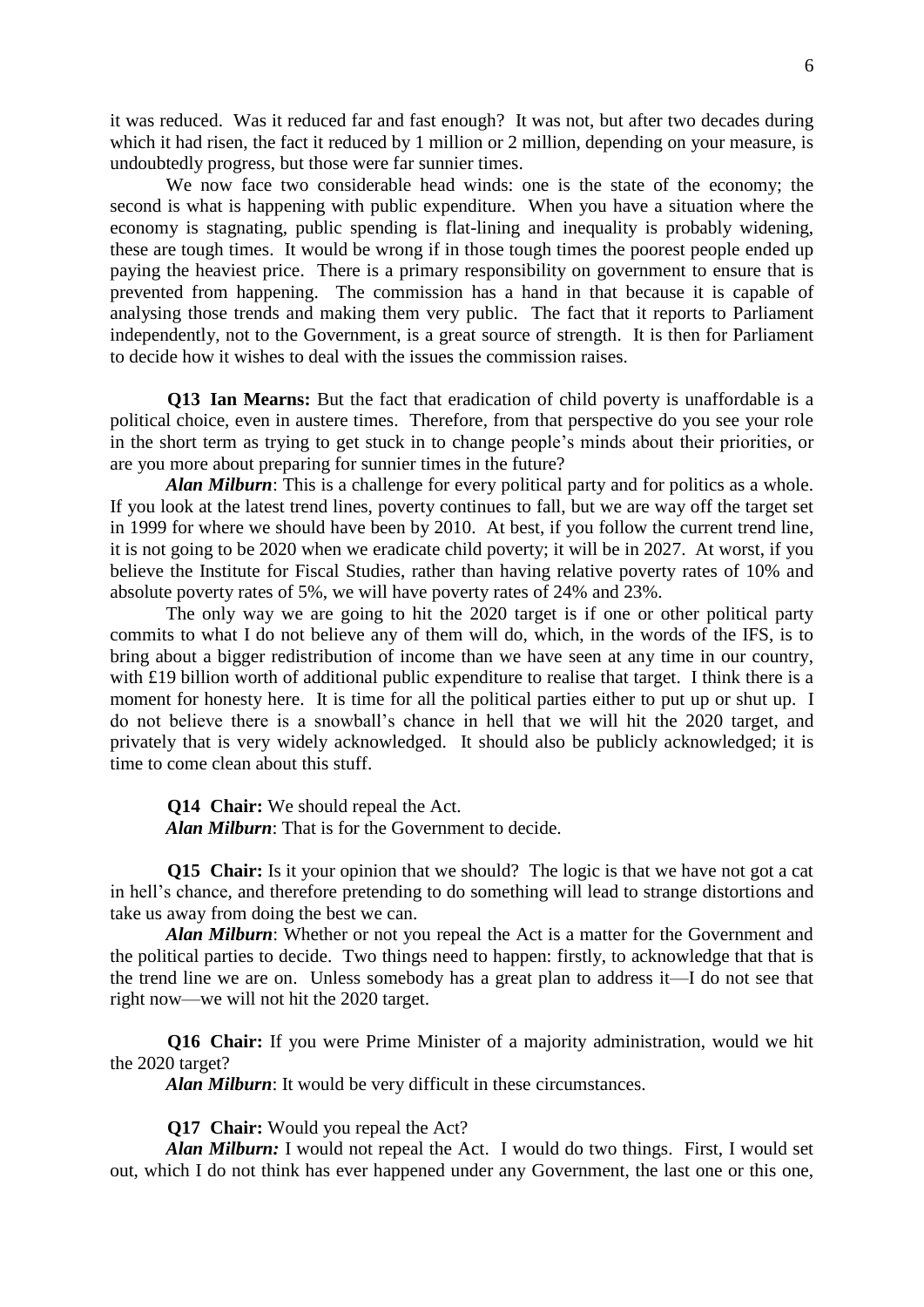it was reduced. Was it reduced far and fast enough? It was not, but after two decades during which it had risen, the fact it reduced by 1 million or 2 million, depending on your measure, is undoubtedly progress, but those were far sunnier times.

We now face two considerable head winds: one is the state of the economy; the second is what is happening with public expenditure. When you have a situation where the economy is stagnating, public spending is flat-lining and inequality is probably widening, these are tough times. It would be wrong if in those tough times the poorest people ended up paying the heaviest price. There is a primary responsibility on government to ensure that is prevented from happening. The commission has a hand in that because it is capable of analysing those trends and making them very public. The fact that it reports to Parliament independently, not to the Government, is a great source of strength. It is then for Parliament to decide how it wishes to deal with the issues the commission raises.

**Q13 Ian Mearns:** But the fact that eradication of child poverty is unaffordable is a political choice, even in austere times. Therefore, from that perspective do you see your role in the short term as trying to get stuck in to change people's minds about their priorities, or are you more about preparing for sunnier times in the future?

***Alan Milburn***: This is a challenge for every political party and for politics as a whole. If you look at the latest trend lines, poverty continues to fall, but we are way off the target set in 1999 for where we should have been by 2010. At best, if you follow the current trend line, it is not going to be 2020 when we eradicate child poverty; it will be in 2027. At worst, if you believe the Institute for Fiscal Studies, rather than having relative poverty rates of 10% and absolute poverty rates of 5%, we will have poverty rates of 24% and 23%.

The only way we are going to hit the 2020 target is if one or other political party commits to what I do not believe any of them will do, which, in the words of the IFS, is to bring about a bigger redistribution of income than we have seen at any time in our country, with £19 billion worth of additional public expenditure to realise that target. I think there is a moment for honesty here. It is time for all the political parties either to put up or shut up. I do not believe there is a snowball's chance in hell that we will hit the 2020 target, and privately that is very widely acknowledged. It should also be publicly acknowledged; it is time to come clean about this stuff.

**Q14 Chair:** We should repeal the Act.

***Alan Milburn***: That is for the Government to decide.

**Q15 Chair:** Is it your opinion that we should? The logic is that we have not got a cat in hell's chance, and therefore pretending to do something will lead to strange distortions and take us away from doing the best we can.

***Alan Milburn***: Whether or not you repeal the Act is a matter for the Government and the political parties to decide. Two things need to happen: firstly, to acknowledge that that is the trend line we are on. Unless somebody has a great plan to address it—I do not see that right now—we will not hit the 2020 target.

**Q16 Chair:** If you were Prime Minister of a majority administration, would we hit the 2020 target?

***Alan Milburn***: It would be very difficult in these circumstances.

**Q17 Chair:** Would you repeal the Act?

***Alan Milburn:*** I would not repeal the Act. I would do two things. First, I would set out, which I do not think has ever happened under any Government, the last one or this one,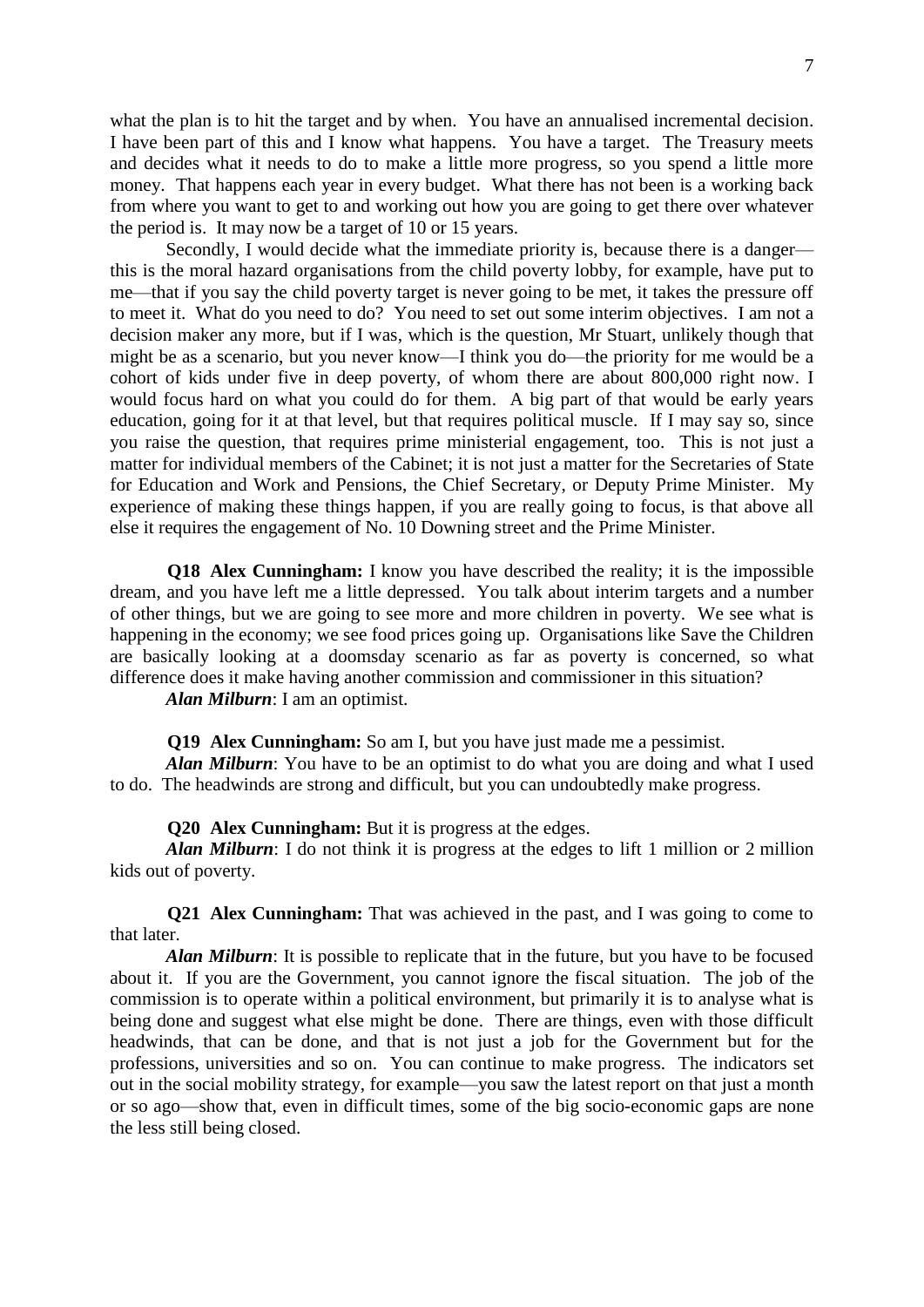what the plan is to hit the target and by when. You have an annualised incremental decision. I have been part of this and I know what happens. You have a target. The Treasury meets and decides what it needs to do to make a little more progress, so you spend a little more money. That happens each year in every budget. What there has not been is a working back from where you want to get to and working out how you are going to get there over whatever the period is. It may now be a target of 10 or 15 years.

Secondly, I would decide what the immediate priority is, because there is a danger—this is the moral hazard organisations from the child poverty lobby, for example, have put to me—that if you say the child poverty target is never going to be met, it takes the pressure off to meet it. What do you need to do? You need to set out some interim objectives. I am not a decision maker any more, but if I was, which is the question, Mr Stuart, unlikely though that might be as a scenario, but you never know—I think you do—the priority for me would be a cohort of kids under five in deep poverty, of whom there are about 800,000 right now. I would focus hard on what you could do for them. A big part of that would be early years education, going for it at that level, but that requires political muscle. If I may say so, since you raise the question, that requires prime ministerial engagement, too. This is not just a matter for individual members of the Cabinet; it is not just a matter for the Secretaries of State for Education and Work and Pensions, the Chief Secretary, or Deputy Prime Minister. My experience of making these things happen, if you are really going to focus, is that above all else it requires the engagement of No. 10 Downing street and the Prime Minister.

**Q18 Alex Cunningham:** I know you have described the reality; it is the impossible dream, and you have left me a little depressed. You talk about interim targets and a number of other things, but we are going to see more and more children in poverty. We see what is happening in the economy; we see food prices going up. Organisations like Save the Children are basically looking at a doomsday scenario as far as poverty is concerned, so what difference does it make having another commission and commissioner in this situation?

***Alan Milburn***: I am an optimist.

**Q19 Alex Cunningham:** So am I, but you have just made me a pessimist.

***Alan Milburn***: You have to be an optimist to do what you are doing and what I used to do. The headwinds are strong and difficult, but you can undoubtedly make progress.

**Q20 Alex Cunningham:** But it is progress at the edges.

***Alan Milburn***: I do not think it is progress at the edges to lift 1 million or 2 million kids out of poverty.

**Q21 Alex Cunningham:** That was achieved in the past, and I was going to come to that later.

***Alan Milburn***: It is possible to replicate that in the future, but you have to be focused about it. If you are the Government, you cannot ignore the fiscal situation. The job of the commission is to operate within a political environment, but primarily it is to analyse what is being done and suggest what else might be done. There are things, even with those difficult headwinds, that can be done, and that is not just a job for the Government but for the professions, universities and so on. You can continue to make progress. The indicators set out in the social mobility strategy, for example—you saw the latest report on that just a month or so ago—show that, even in difficult times, some of the big socio-economic gaps are none the less still being closed.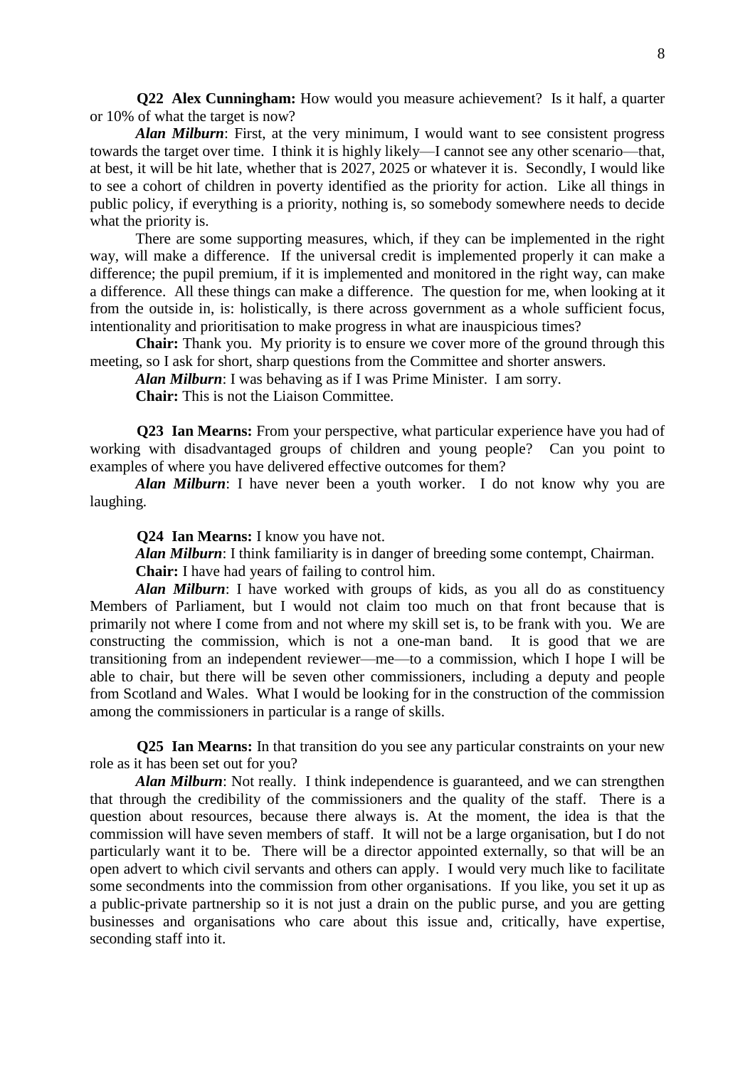**Q22 Alex Cunningham:** How would you measure achievement? Is it half, a quarter or 10% of what the target is now?

***Alan Milburn***: First, at the very minimum, I would want to see consistent progress towards the target over time. I think it is highly likely—I cannot see any other scenario—that, at best, it will be hit late, whether that is 2027, 2025 or whatever it is. Secondly, I would like to see a cohort of children in poverty identified as the priority for action. Like all things in public policy, if everything is a priority, nothing is, so somebody somewhere needs to decide what the priority is.

There are some supporting measures, which, if they can be implemented in the right way, will make a difference. If the universal credit is implemented properly it can make a difference; the pupil premium, if it is implemented and monitored in the right way, can make a difference. All these things can make a difference. The question for me, when looking at it from the outside in, is: holistically, is there across government as a whole sufficient focus, intentionality and prioritisation to make progress in what are inauspicious times?

**Chair:** Thank you. My priority is to ensure we cover more of the ground through this meeting, so I ask for short, sharp questions from the Committee and shorter answers.

***Alan Milburn***: I was behaving as if I was Prime Minister. I am sorry.

**Chair:** This is not the Liaison Committee.

**Q23 Ian Mearns:** From your perspective, what particular experience have you had of working with disadvantaged groups of children and young people? Can you point to examples of where you have delivered effective outcomes for them?

***Alan Milburn***: I have never been a youth worker. I do not know why you are laughing.

**Q24 Ian Mearns:** I know you have not.

***Alan Milburn***: I think familiarity is in danger of breeding some contempt, Chairman.

**Chair:** I have had years of failing to control him.

***Alan Milburn***: I have worked with groups of kids, as you all do as constituency Members of Parliament, but I would not claim too much on that front because that is primarily not where I come from and not where my skill set is, to be frank with you. We are constructing the commission, which is not a one-man band. It is good that we are transitioning from an independent reviewer—me—to a commission, which I hope I will be able to chair, but there will be seven other commissioners, including a deputy and people from Scotland and Wales. What I would be looking for in the construction of the commission among the commissioners in particular is a range of skills.

**Q25 Ian Mearns:** In that transition do you see any particular constraints on your new role as it has been set out for you?

***Alan Milburn***: Not really. I think independence is guaranteed, and we can strengthen that through the credibility of the commissioners and the quality of the staff. There is a question about resources, because there always is. At the moment, the idea is that the commission will have seven members of staff. It will not be a large organisation, but I do not particularly want it to be. There will be a director appointed externally, so that will be an open advert to which civil servants and others can apply. I would very much like to facilitate some secondments into the commission from other organisations. If you like, you set it up as a public-private partnership so it is not just a drain on the public purse, and you are getting businesses and organisations who care about this issue and, critically, have expertise, seconding staff into it.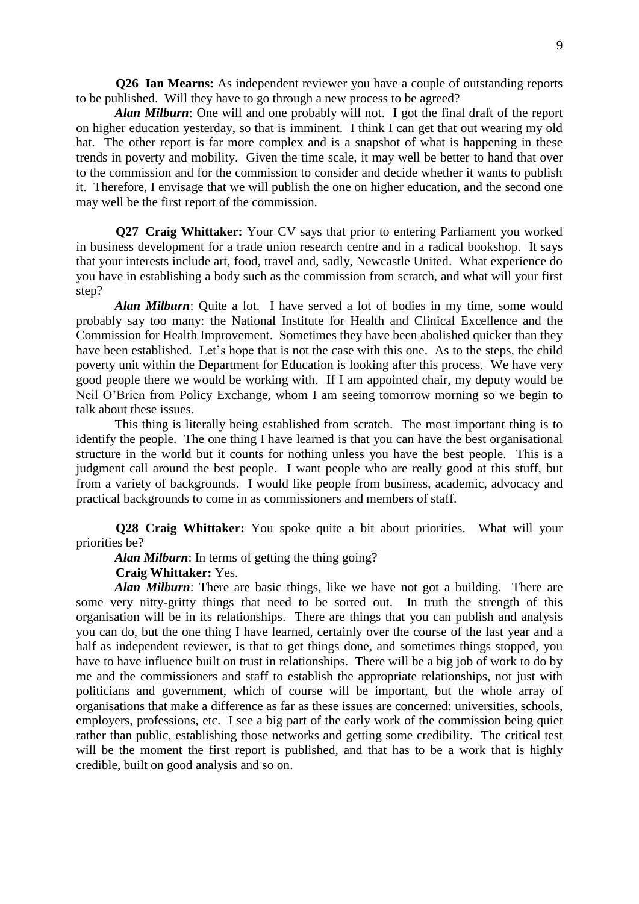**Q26 Ian Mearns:** As independent reviewer you have a couple of outstanding reports to be published. Will they have to go through a new process to be agreed?

***Alan Milburn***: One will and one probably will not. I got the final draft of the report on higher education yesterday, so that is imminent. I think I can get that out wearing my old hat. The other report is far more complex and is a snapshot of what is happening in these trends in poverty and mobility. Given the time scale, it may well be better to hand that over to the commission and for the commission to consider and decide whether it wants to publish it. Therefore, I envisage that we will publish the one on higher education, and the second one may well be the first report of the commission.

**Q27 Craig Whittaker:** Your CV says that prior to entering Parliament you worked in business development for a trade union research centre and in a radical bookshop. It says that your interests include art, food, travel and, sadly, Newcastle United. What experience do you have in establishing a body such as the commission from scratch, and what will your first step?

***Alan Milburn***: Quite a lot. I have served a lot of bodies in my time, some would probably say too many: the National Institute for Health and Clinical Excellence and the Commission for Health Improvement. Sometimes they have been abolished quicker than they have been established. Let's hope that is not the case with this one. As to the steps, the child poverty unit within the Department for Education is looking after this process. We have very good people there we would be working with. If I am appointed chair, my deputy would be Neil O'Brien from Policy Exchange, whom I am seeing tomorrow morning so we begin to talk about these issues.

This thing is literally being established from scratch. The most important thing is to identify the people. The one thing I have learned is that you can have the best organisational structure in the world but it counts for nothing unless you have the best people. This is a judgment call around the best people. I want people who are really good at this stuff, but from a variety of backgrounds. I would like people from business, academic, advocacy and practical backgrounds to come in as commissioners and members of staff.

**Q28 Craig Whittaker:** You spoke quite a bit about priorities. What will your priorities be?

***Alan Milburn***: In terms of getting the thing going?

**Craig Whittaker:** Yes.

***Alan Milburn***: There are basic things, like we have not got a building. There are some very nitty-gritty things that need to be sorted out. In truth the strength of this organisation will be in its relationships. There are things that you can publish and analysis you can do, but the one thing I have learned, certainly over the course of the last year and a half as independent reviewer, is that to get things done, and sometimes things stopped, you have to have influence built on trust in relationships. There will be a big job of work to do by me and the commissioners and staff to establish the appropriate relationships, not just with politicians and government, which of course will be important, but the whole array of organisations that make a difference as far as these issues are concerned: universities, schools, employers, professions, etc. I see a big part of the early work of the commission being quiet rather than public, establishing those networks and getting some credibility. The critical test will be the moment the first report is published, and that has to be a work that is highly credible, built on good analysis and so on.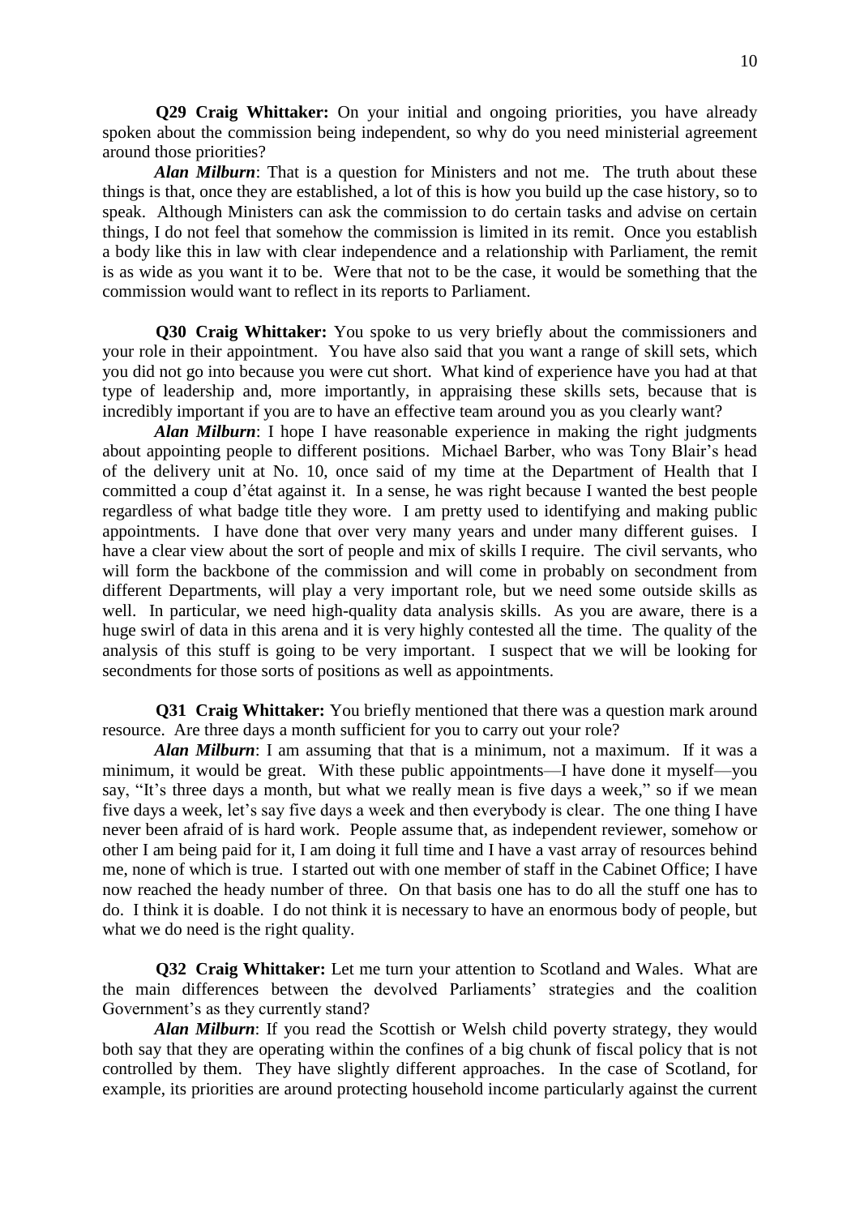**Q29 Craig Whittaker:** On your initial and ongoing priorities, you have already spoken about the commission being independent, so why do you need ministerial agreement around those priorities?

***Alan Milburn***: That is a question for Ministers and not me. The truth about these things is that, once they are established, a lot of this is how you build up the case history, so to speak. Although Ministers can ask the commission to do certain tasks and advise on certain things, I do not feel that somehow the commission is limited in its remit. Once you establish a body like this in law with clear independence and a relationship with Parliament, the remit is as wide as you want it to be. Were that not to be the case, it would be something that the commission would want to reflect in its reports to Parliament.

**Q30 Craig Whittaker:** You spoke to us very briefly about the commissioners and your role in their appointment. You have also said that you want a range of skill sets, which you did not go into because you were cut short. What kind of experience have you had at that type of leadership and, more importantly, in appraising these skills sets, because that is incredibly important if you are to have an effective team around you as you clearly want?

***Alan Milburn***: I hope I have reasonable experience in making the right judgments about appointing people to different positions. Michael Barber, who was Tony Blair's head of the delivery unit at No. 10, once said of my time at the Department of Health that I committed a coup d'état against it. In a sense, he was right because I wanted the best people regardless of what badge title they wore. I am pretty used to identifying and making public appointments. I have done that over very many years and under many different guises. I have a clear view about the sort of people and mix of skills I require. The civil servants, who will form the backbone of the commission and will come in probably on secondment from different Departments, will play a very important role, but we need some outside skills as well. In particular, we need high-quality data analysis skills. As you are aware, there is a huge swirl of data in this arena and it is very highly contested all the time. The quality of the analysis of this stuff is going to be very important. I suspect that we will be looking for secondments for those sorts of positions as well as appointments.

**Q31 Craig Whittaker:** You briefly mentioned that there was a question mark around resource. Are three days a month sufficient for you to carry out your role?

***Alan Milburn***: I am assuming that that is a minimum, not a maximum. If it was a minimum, it would be great. With these public appointments—I have done it myself—you say, "It's three days a month, but what we really mean is five days a week," so if we mean five days a week, let's say five days a week and then everybody is clear. The one thing I have never been afraid of is hard work. People assume that, as independent reviewer, somehow or other I am being paid for it, I am doing it full time and I have a vast array of resources behind me, none of which is true. I started out with one member of staff in the Cabinet Office; I have now reached the heady number of three. On that basis one has to do all the stuff one has to do. I think it is doable. I do not think it is necessary to have an enormous body of people, but what we do need is the right quality.

**Q32 Craig Whittaker:** Let me turn your attention to Scotland and Wales. What are the main differences between the devolved Parliaments' strategies and the coalition Government's as they currently stand?

***Alan Milburn***: If you read the Scottish or Welsh child poverty strategy, they would both say that they are operating within the confines of a big chunk of fiscal policy that is not controlled by them. They have slightly different approaches. In the case of Scotland, for example, its priorities are around protecting household income particularly against the current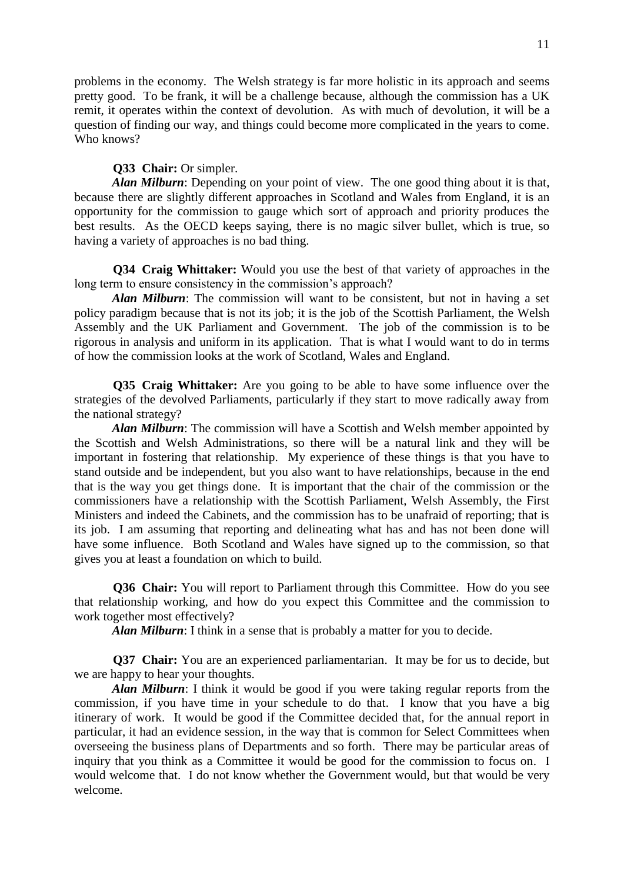problems in the economy. The Welsh strategy is far more holistic in its approach and seems pretty good. To be frank, it will be a challenge because, although the commission has a UK remit, it operates within the context of devolution. As with much of devolution, it will be a question of finding our way, and things could become more complicated in the years to come. Who knows?

**Q33 Chair:** Or simpler.

***Alan Milburn***: Depending on your point of view. The one good thing about it is that, because there are slightly different approaches in Scotland and Wales from England, it is an opportunity for the commission to gauge which sort of approach and priority produces the best results. As the OECD keeps saying, there is no magic silver bullet, which is true, so having a variety of approaches is no bad thing.

**Q34 Craig Whittaker:** Would you use the best of that variety of approaches in the long term to ensure consistency in the commission's approach?

***Alan Milburn***: The commission will want to be consistent, but not in having a set policy paradigm because that is not its job; it is the job of the Scottish Parliament, the Welsh Assembly and the UK Parliament and Government. The job of the commission is to be rigorous in analysis and uniform in its application. That is what I would want to do in terms of how the commission looks at the work of Scotland, Wales and England.

**Q35 Craig Whittaker:** Are you going to be able to have some influence over the strategies of the devolved Parliaments, particularly if they start to move radically away from the national strategy?

***Alan Milburn***: The commission will have a Scottish and Welsh member appointed by the Scottish and Welsh Administrations, so there will be a natural link and they will be important in fostering that relationship. My experience of these things is that you have to stand outside and be independent, but you also want to have relationships, because in the end that is the way you get things done. It is important that the chair of the commission or the commissioners have a relationship with the Scottish Parliament, Welsh Assembly, the First Ministers and indeed the Cabinets, and the commission has to be unafraid of reporting; that is its job. I am assuming that reporting and delineating what has and has not been done will have some influence. Both Scotland and Wales have signed up to the commission, so that gives you at least a foundation on which to build.

**Q36 Chair:** You will report to Parliament through this Committee. How do you see that relationship working, and how do you expect this Committee and the commission to work together most effectively?

***Alan Milburn***: I think in a sense that is probably a matter for you to decide.

**Q37 Chair:** You are an experienced parliamentarian. It may be for us to decide, but we are happy to hear your thoughts.

***Alan Milburn***: I think it would be good if you were taking regular reports from the commission, if you have time in your schedule to do that. I know that you have a big itinerary of work. It would be good if the Committee decided that, for the annual report in particular, it had an evidence session, in the way that is common for Select Committees when overseeing the business plans of Departments and so forth. There may be particular areas of inquiry that you think as a Committee it would be good for the commission to focus on. I would welcome that. I do not know whether the Government would, but that would be very welcome.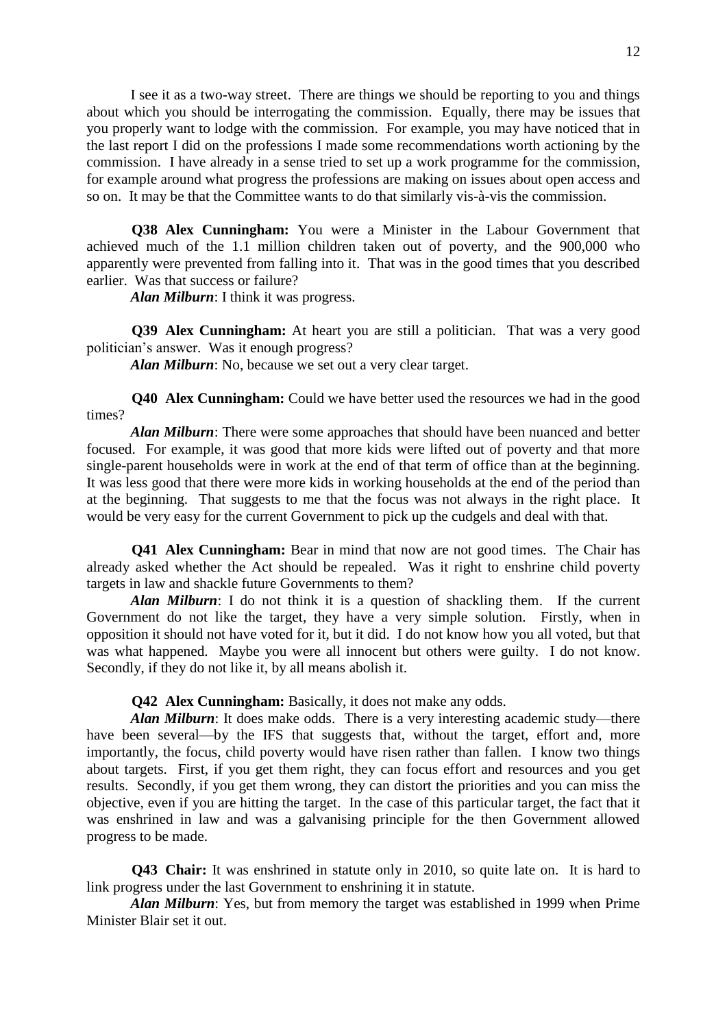I see it as a two-way street. There are things we should be reporting to you and things about which you should be interrogating the commission. Equally, there may be issues that you properly want to lodge with the commission. For example, you may have noticed that in the last report I did on the professions I made some recommendations worth actioning by the commission. I have already in a sense tried to set up a work programme for the commission, for example around what progress the professions are making on issues about open access and so on. It may be that the Committee wants to do that similarly vis-à-vis the commission.

**Q38 Alex Cunningham:** You were a Minister in the Labour Government that achieved much of the 1.1 million children taken out of poverty, and the 900,000 who apparently were prevented from falling into it. That was in the good times that you described earlier. Was that success or failure?

***Alan Milburn***: I think it was progress.

**Q39 Alex Cunningham:** At heart you are still a politician. That was a very good politician's answer. Was it enough progress?

***Alan Milburn***: No, because we set out a very clear target.

**Q40 Alex Cunningham:** Could we have better used the resources we had in the good times?

***Alan Milburn***: There were some approaches that should have been nuanced and better focused. For example, it was good that more kids were lifted out of poverty and that more single-parent households were in work at the end of that term of office than at the beginning. It was less good that there were more kids in working households at the end of the period than at the beginning. That suggests to me that the focus was not always in the right place. It would be very easy for the current Government to pick up the cudgels and deal with that.

**Q41 Alex Cunningham:** Bear in mind that now are not good times. The Chair has already asked whether the Act should be repealed. Was it right to enshrine child poverty targets in law and shackle future Governments to them?

***Alan Milburn***: I do not think it is a question of shackling them. If the current Government do not like the target, they have a very simple solution. Firstly, when in opposition it should not have voted for it, but it did. I do not know how you all voted, but that was what happened. Maybe you were all innocent but others were guilty. I do not know. Secondly, if they do not like it, by all means abolish it.

**Q42 Alex Cunningham:** Basically, it does not make any odds.

***Alan Milburn***: It does make odds. There is a very interesting academic study—there have been several—by the IFS that suggests that, without the target, effort and, more importantly, the focus, child poverty would have risen rather than fallen. I know two things about targets. First, if you get them right, they can focus effort and resources and you get results. Secondly, if you get them wrong, they can distort the priorities and you can miss the objective, even if you are hitting the target. In the case of this particular target, the fact that it was enshrined in law and was a galvanising principle for the then Government allowed progress to be made.

**Q43 Chair:** It was enshrined in statute only in 2010, so quite late on. It is hard to link progress under the last Government to enshrining it in statute.

***Alan Milburn***: Yes, but from memory the target was established in 1999 when Prime Minister Blair set it out.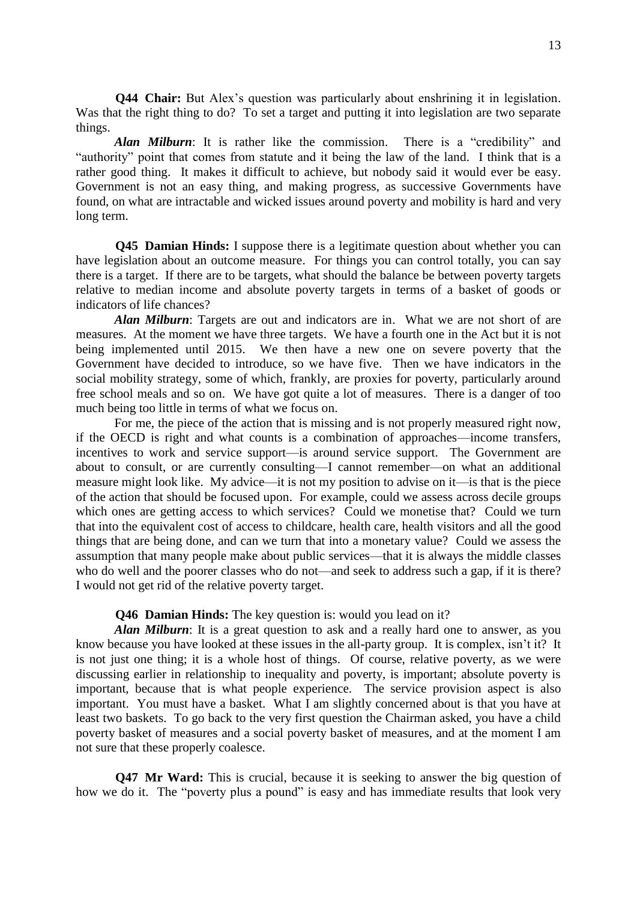**Q44 Chair:** But Alex's question was particularly about enshrining it in legislation. Was that the right thing to do? To set a target and putting it into legislation are two separate things.

***Alan Milburn***: It is rather like the commission. There is a "credibility" and "authority" point that comes from statute and it being the law of the land. I think that is a rather good thing. It makes it difficult to achieve, but nobody said it would ever be easy. Government is not an easy thing, and making progress, as successive Governments have found, on what are intractable and wicked issues around poverty and mobility is hard and very long term.

**Q45 Damian Hinds:** I suppose there is a legitimate question about whether you can have legislation about an outcome measure. For things you can control totally, you can say there is a target. If there are to be targets, what should the balance be between poverty targets relative to median income and absolute poverty targets in terms of a basket of goods or indicators of life chances?

***Alan Milburn***: Targets are out and indicators are in. What we are not short of are measures. At the moment we have three targets. We have a fourth one in the Act but it is not being implemented until 2015. We then have a new one on severe poverty that the Government have decided to introduce, so we have five. Then we have indicators in the social mobility strategy, some of which, frankly, are proxies for poverty, particularly around free school meals and so on. We have got quite a lot of measures. There is a danger of too much being too little in terms of what we focus on.

For me, the piece of the action that is missing and is not properly measured right now, if the OECD is right and what counts is a combination of approaches—income transfers, incentives to work and service support—is around service support. The Government are about to consult, or are currently consulting—I cannot remember—on what an additional measure might look like. My advice—it is not my position to advise on it—is that is the piece of the action that should be focused upon. For example, could we assess across decile groups which ones are getting access to which services? Could we monetise that? Could we turn that into the equivalent cost of access to childcare, health care, health visitors and all the good things that are being done, and can we turn that into a monetary value? Could we assess the assumption that many people make about public services—that it is always the middle classes who do well and the poorer classes who do not—and seek to address such a gap, if it is there? I would not get rid of the relative poverty target.

**Q46 Damian Hinds:** The key question is: would you lead on it?

***Alan Milburn***: It is a great question to ask and a really hard one to answer, as you know because you have looked at these issues in the all-party group. It is complex, isn't it? It is not just one thing; it is a whole host of things. Of course, relative poverty, as we were discussing earlier in relationship to inequality and poverty, is important; absolute poverty is important, because that is what people experience. The service provision aspect is also important. You must have a basket. What I am slightly concerned about is that you have at least two baskets. To go back to the very first question the Chairman asked, you have a child poverty basket of measures and a social poverty basket of measures, and at the moment I am not sure that these properly coalesce.

**Q47 Mr Ward:** This is crucial, because it is seeking to answer the big question of how we do it. The "poverty plus a pound" is easy and has immediate results that look very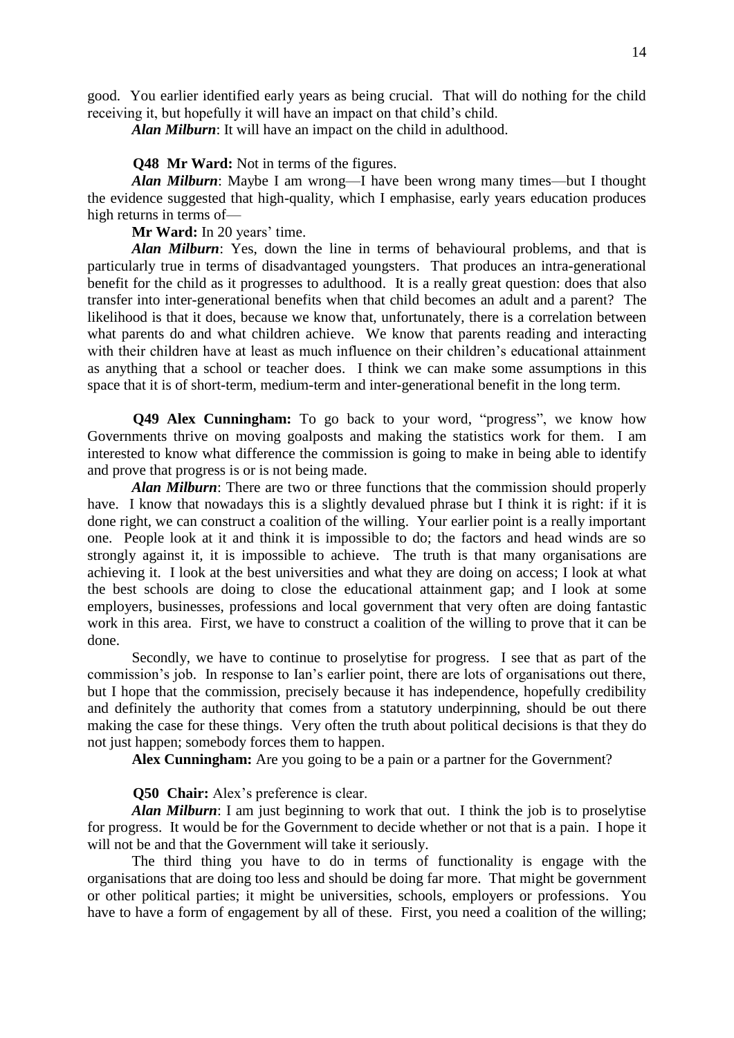good. You earlier identified early years as being crucial. That will do nothing for the child receiving it, but hopefully it will have an impact on that child's child.

***Alan Milburn***: It will have an impact on the child in adulthood.

**Q48 Mr Ward:** Not in terms of the figures.

***Alan Milburn***: Maybe I am wrong—I have been wrong many times—but I thought the evidence suggested that high-quality, which I emphasise, early years education produces high returns in terms of—

**Mr Ward:** In 20 years' time.

***Alan Milburn***: Yes, down the line in terms of behavioural problems, and that is particularly true in terms of disadvantaged youngsters. That produces an intra-generational benefit for the child as it progresses to adulthood. It is a really great question: does that also transfer into inter-generational benefits when that child becomes an adult and a parent? The likelihood is that it does, because we know that, unfortunately, there is a correlation between what parents do and what children achieve. We know that parents reading and interacting with their children have at least as much influence on their children's educational attainment as anything that a school or teacher does. I think we can make some assumptions in this space that it is of short-term, medium-term and inter-generational benefit in the long term.

**Q49 Alex Cunningham:** To go back to your word, "progress", we know how Governments thrive on moving goalposts and making the statistics work for them. I am interested to know what difference the commission is going to make in being able to identify and prove that progress is or is not being made.

***Alan Milburn***: There are two or three functions that the commission should properly have. I know that nowadays this is a slightly devalued phrase but I think it is right: if it is done right, we can construct a coalition of the willing. Your earlier point is a really important one. People look at it and think it is impossible to do; the factors and head winds are so strongly against it, it is impossible to achieve. The truth is that many organisations are achieving it. I look at the best universities and what they are doing on access; I look at what the best schools are doing to close the educational attainment gap; and I look at some employers, businesses, professions and local government that very often are doing fantastic work in this area. First, we have to construct a coalition of the willing to prove that it can be done.

Secondly, we have to continue to proselytise for progress. I see that as part of the commission's job. In response to Ian's earlier point, there are lots of organisations out there, but I hope that the commission, precisely because it has independence, hopefully credibility and definitely the authority that comes from a statutory underpinning, should be out there making the case for these things. Very often the truth about political decisions is that they do not just happen; somebody forces them to happen.

**Alex Cunningham:** Are you going to be a pain or a partner for the Government?

**Q50 Chair:** Alex's preference is clear.

***Alan Milburn***: I am just beginning to work that out. I think the job is to proselytise for progress. It would be for the Government to decide whether or not that is a pain. I hope it will not be and that the Government will take it seriously.

The third thing you have to do in terms of functionality is engage with the organisations that are doing too less and should be doing far more. That might be government or other political parties; it might be universities, schools, employers or professions. You have to have a form of engagement by all of these. First, you need a coalition of the willing;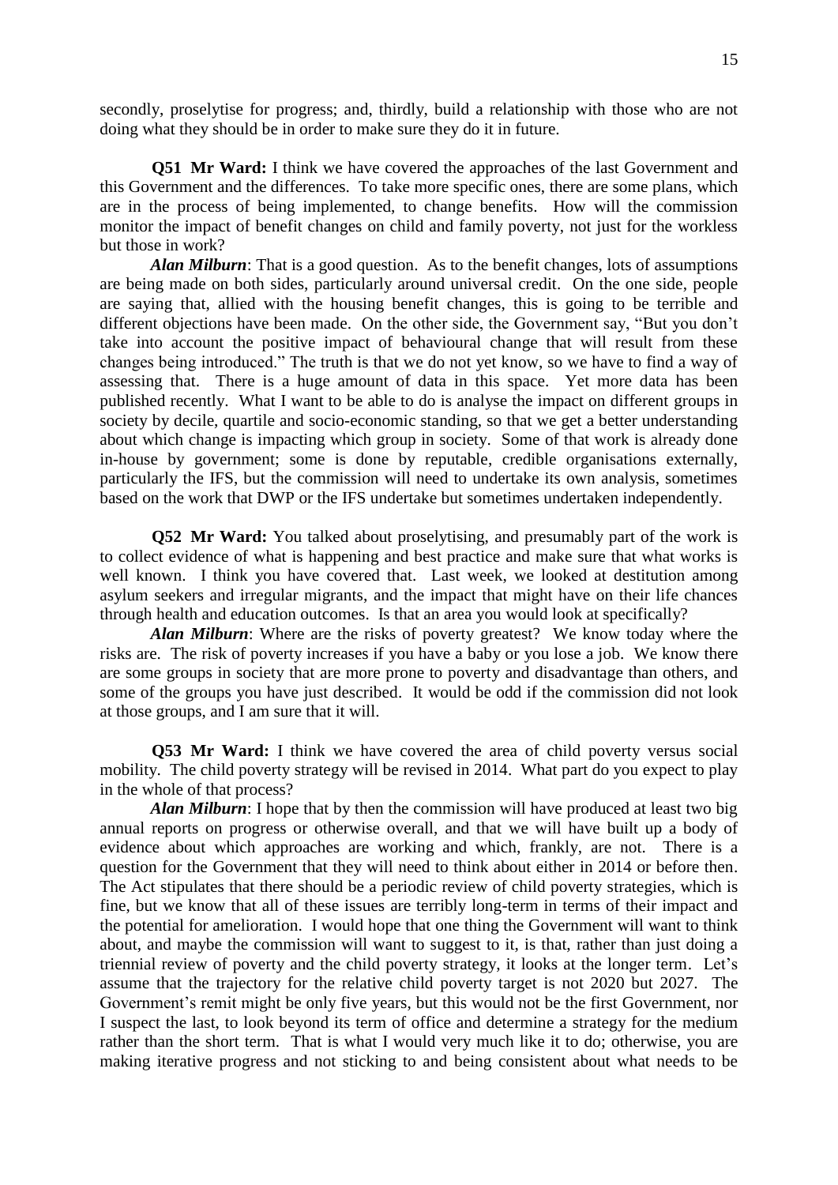secondly, proselytise for progress; and, thirdly, build a relationship with those who are not doing what they should be in order to make sure they do it in future.

**Q51 Mr Ward:** I think we have covered the approaches of the last Government and this Government and the differences. To take more specific ones, there are some plans, which are in the process of being implemented, to change benefits. How will the commission monitor the impact of benefit changes on child and family poverty, not just for the workless but those in work?

***Alan Milburn***: That is a good question. As to the benefit changes, lots of assumptions are being made on both sides, particularly around universal credit. On the one side, people are saying that, allied with the housing benefit changes, this is going to be terrible and different objections have been made. On the other side, the Government say, "But you don't take into account the positive impact of behavioural change that will result from these changes being introduced." The truth is that we do not yet know, so we have to find a way of assessing that. There is a huge amount of data in this space. Yet more data has been published recently. What I want to be able to do is analyse the impact on different groups in society by decile, quartile and socio-economic standing, so that we get a better understanding about which change is impacting which group in society. Some of that work is already done in-house by government; some is done by reputable, credible organisations externally, particularly the IFS, but the commission will need to undertake its own analysis, sometimes based on the work that DWP or the IFS undertake but sometimes undertaken independently.

**Q52 Mr Ward:** You talked about proselytising, and presumably part of the work is to collect evidence of what is happening and best practice and make sure that what works is well known. I think you have covered that. Last week, we looked at destitution among asylum seekers and irregular migrants, and the impact that might have on their life chances through health and education outcomes. Is that an area you would look at specifically?

***Alan Milburn***: Where are the risks of poverty greatest? We know today where the risks are. The risk of poverty increases if you have a baby or you lose a job. We know there are some groups in society that are more prone to poverty and disadvantage than others, and some of the groups you have just described. It would be odd if the commission did not look at those groups, and I am sure that it will.

**Q53 Mr Ward:** I think we have covered the area of child poverty versus social mobility. The child poverty strategy will be revised in 2014. What part do you expect to play in the whole of that process?

***Alan Milburn***: I hope that by then the commission will have produced at least two big annual reports on progress or otherwise overall, and that we will have built up a body of evidence about which approaches are working and which, frankly, are not. There is a question for the Government that they will need to think about either in 2014 or before then. The Act stipulates that there should be a periodic review of child poverty strategies, which is fine, but we know that all of these issues are terribly long-term in terms of their impact and the potential for amelioration. I would hope that one thing the Government will want to think about, and maybe the commission will want to suggest to it, is that, rather than just doing a triennial review of poverty and the child poverty strategy, it looks at the longer term. Let's assume that the trajectory for the relative child poverty target is not 2020 but 2027. The Government's remit might be only five years, but this would not be the first Government, nor I suspect the last, to look beyond its term of office and determine a strategy for the medium rather than the short term. That is what I would very much like it to do; otherwise, you are making iterative progress and not sticking to and being consistent about what needs to be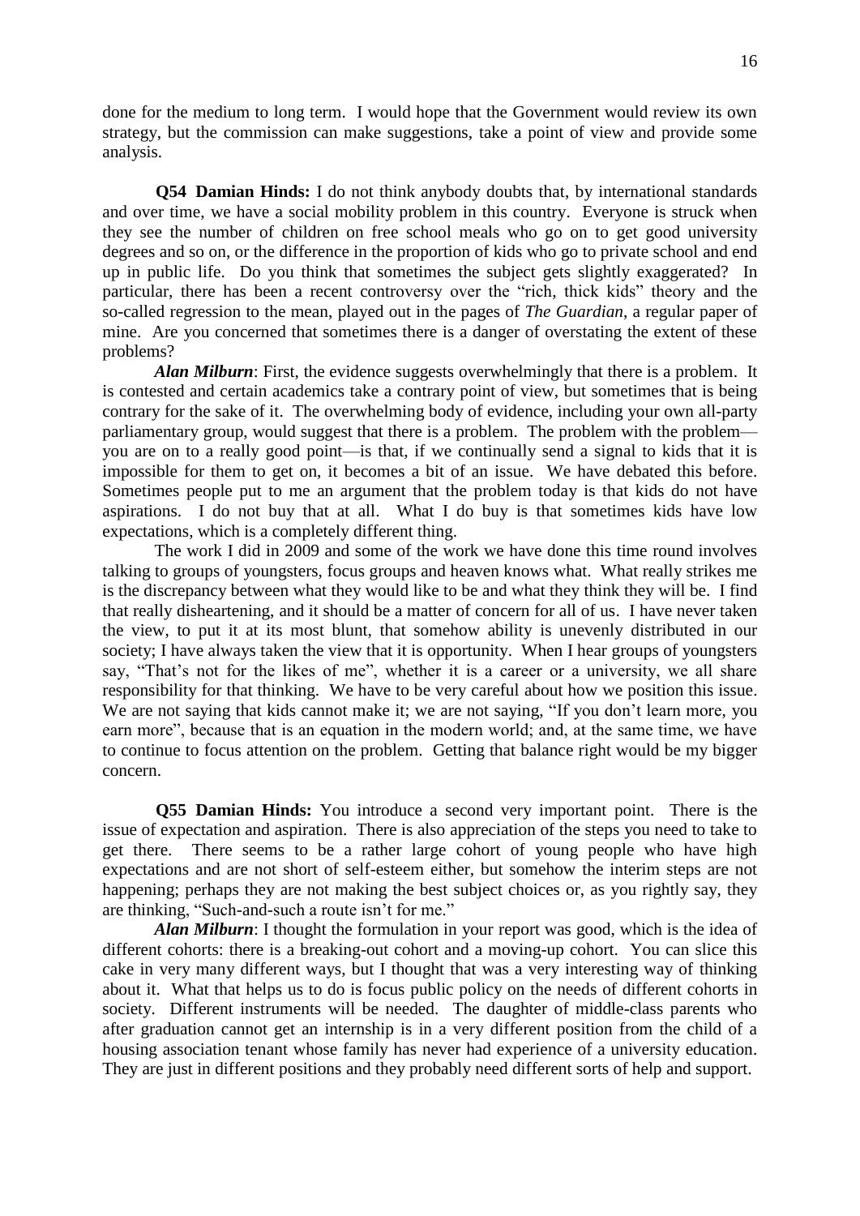done for the medium to long term. I would hope that the Government would review its own strategy, but the commission can make suggestions, take a point of view and provide some analysis.

**Q54 Damian Hinds:** I do not think anybody doubts that, by international standards and over time, we have a social mobility problem in this country. Everyone is struck when they see the number of children on free school meals who go on to get good university degrees and so on, or the difference in the proportion of kids who go to private school and end up in public life. Do you think that sometimes the subject gets slightly exaggerated? In particular, there has been a recent controversy over the "rich, thick kids" theory and the so-called regression to the mean, played out in the pages of *The Guardian*, a regular paper of mine. Are you concerned that sometimes there is a danger of overstating the extent of these problems?

***Alan Milburn***: First, the evidence suggests overwhelmingly that there is a problem. It is contested and certain academics take a contrary point of view, but sometimes that is being contrary for the sake of it. The overwhelming body of evidence, including your own all-party parliamentary group, would suggest that there is a problem. The problem with the problem—you are on to a really good point—is that, if we continually send a signal to kids that it is impossible for them to get on, it becomes a bit of an issue. We have debated this before. Sometimes people put to me an argument that the problem today is that kids do not have aspirations. I do not buy that at all. What I do buy is that sometimes kids have low expectations, which is a completely different thing.

The work I did in 2009 and some of the work we have done this time round involves talking to groups of youngsters, focus groups and heaven knows what. What really strikes me is the discrepancy between what they would like to be and what they think they will be. I find that really disheartening, and it should be a matter of concern for all of us. I have never taken the view, to put it at its most blunt, that somehow ability is unevenly distributed in our society; I have always taken the view that it is opportunity. When I hear groups of youngsters say, "That's not for the likes of me", whether it is a career or a university, we all share responsibility for that thinking. We have to be very careful about how we position this issue. We are not saying that kids cannot make it; we are not saying, "If you don't learn more, you earn more", because that is an equation in the modern world; and, at the same time, we have to continue to focus attention on the problem. Getting that balance right would be my bigger concern.

**Q55 Damian Hinds:** You introduce a second very important point. There is the issue of expectation and aspiration. There is also appreciation of the steps you need to take to get there. There seems to be a rather large cohort of young people who have high expectations and are not short of self-esteem either, but somehow the interim steps are not happening; perhaps they are not making the best subject choices or, as you rightly say, they are thinking, "Such-and-such a route isn't for me."

***Alan Milburn***: I thought the formulation in your report was good, which is the idea of different cohorts: there is a breaking-out cohort and a moving-up cohort. You can slice this cake in very many different ways, but I thought that was a very interesting way of thinking about it. What that helps us to do is focus public policy on the needs of different cohorts in society. Different instruments will be needed. The daughter of middle-class parents who after graduation cannot get an internship is in a very different position from the child of a housing association tenant whose family has never had experience of a university education. They are just in different positions and they probably need different sorts of help and support.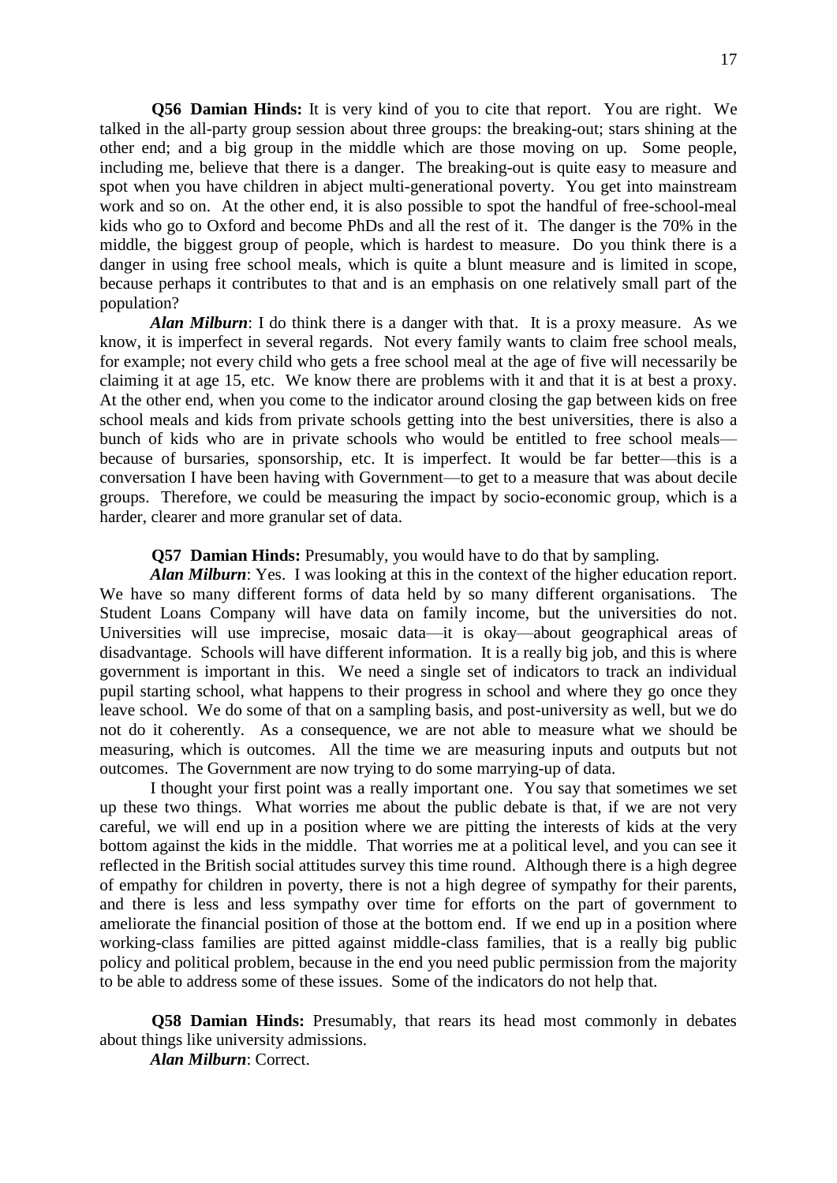**Q56 Damian Hinds:** It is very kind of you to cite that report. You are right. We talked in the all-party group session about three groups: the breaking-out; stars shining at the other end; and a big group in the middle which are those moving on up. Some people, including me, believe that there is a danger. The breaking-out is quite easy to measure and spot when you have children in abject multi-generational poverty. You get into mainstream work and so on. At the other end, it is also possible to spot the handful of free-school-meal kids who go to Oxford and become PhDs and all the rest of it. The danger is the 70% in the middle, the biggest group of people, which is hardest to measure. Do you think there is a danger in using free school meals, which is quite a blunt measure and is limited in scope, because perhaps it contributes to that and is an emphasis on one relatively small part of the population?

***Alan Milburn***: I do think there is a danger with that. It is a proxy measure. As we know, it is imperfect in several regards. Not every family wants to claim free school meals, for example; not every child who gets a free school meal at the age of five will necessarily be claiming it at age 15, etc. We know there are problems with it and that it is at best a proxy. At the other end, when you come to the indicator around closing the gap between kids on free school meals and kids from private schools getting into the best universities, there is also a bunch of kids who are in private schools who would be entitled to free school meals—because of bursaries, sponsorship, etc. It is imperfect. It would be far better—this is a conversation I have been having with Government—to get to a measure that was about decile groups. Therefore, we could be measuring the impact by socio-economic group, which is a harder, clearer and more granular set of data.

**Q57 Damian Hinds:** Presumably, you would have to do that by sampling.

***Alan Milburn***: Yes. I was looking at this in the context of the higher education report. We have so many different forms of data held by so many different organisations. The Student Loans Company will have data on family income, but the universities do not. Universities will use imprecise, mosaic data—it is okay—about geographical areas of disadvantage. Schools will have different information. It is a really big job, and this is where government is important in this. We need a single set of indicators to track an individual pupil starting school, what happens to their progress in school and where they go once they leave school. We do some of that on a sampling basis, and post-university as well, but we do not do it coherently. As a consequence, we are not able to measure what we should be measuring, which is outcomes. All the time we are measuring inputs and outputs but not outcomes. The Government are now trying to do some marrying-up of data.

I thought your first point was a really important one. You say that sometimes we set up these two things. What worries me about the public debate is that, if we are not very careful, we will end up in a position where we are pitting the interests of kids at the very bottom against the kids in the middle. That worries me at a political level, and you can see it reflected in the British social attitudes survey this time round. Although there is a high degree of empathy for children in poverty, there is not a high degree of sympathy for their parents, and there is less and less sympathy over time for efforts on the part of government to ameliorate the financial position of those at the bottom end. If we end up in a position where working-class families are pitted against middle-class families, that is a really big public policy and political problem, because in the end you need public permission from the majority to be able to address some of these issues. Some of the indicators do not help that.

**Q58 Damian Hinds:** Presumably, that rears its head most commonly in debates about things like university admissions.

***Alan Milburn***: Correct.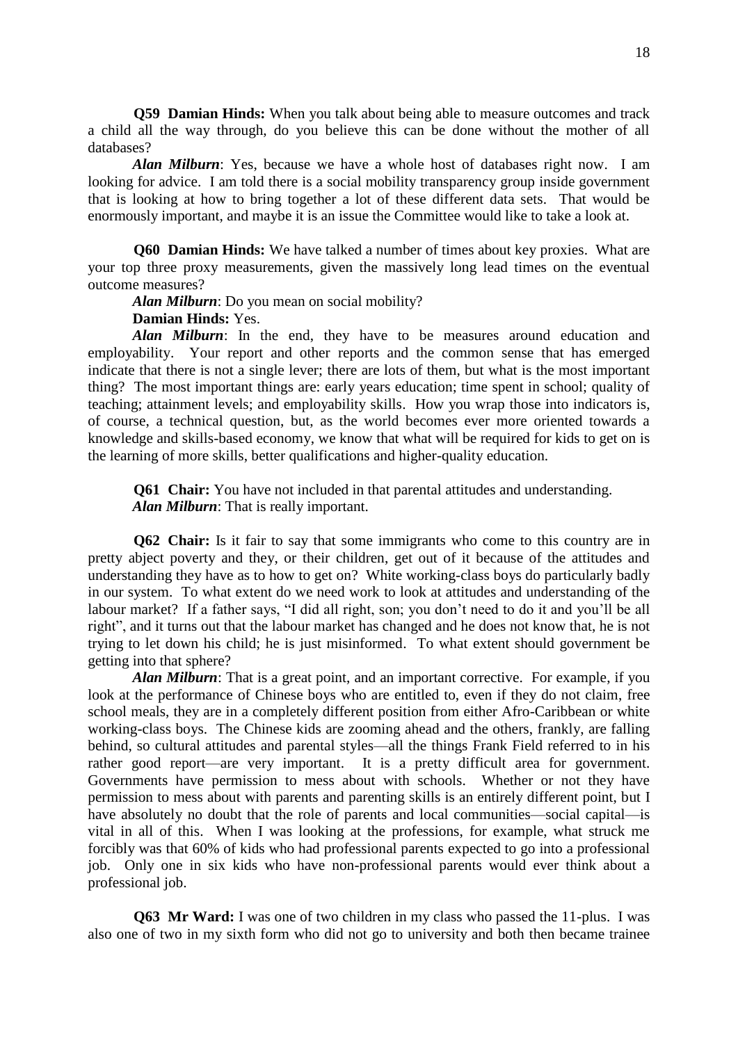**Q59 Damian Hinds:** When you talk about being able to measure outcomes and track a child all the way through, do you believe this can be done without the mother of all databases?

***Alan Milburn***: Yes, because we have a whole host of databases right now. I am looking for advice. I am told there is a social mobility transparency group inside government that is looking at how to bring together a lot of these different data sets. That would be enormously important, and maybe it is an issue the Committee would like to take a look at.

**Q60 Damian Hinds:** We have talked a number of times about key proxies. What are your top three proxy measurements, given the massively long lead times on the eventual outcome measures?

***Alan Milburn***: Do you mean on social mobility?

**Damian Hinds:** Yes.

***Alan Milburn***: In the end, they have to be measures around education and employability. Your report and other reports and the common sense that has emerged indicate that there is not a single lever; there are lots of them, but what is the most important thing? The most important things are: early years education; time spent in school; quality of teaching; attainment levels; and employability skills. How you wrap those into indicators is, of course, a technical question, but, as the world becomes ever more oriented towards a knowledge and skills-based economy, we know that what will be required for kids to get on is the learning of more skills, better qualifications and higher-quality education.

**Q61 Chair:** You have not included in that parental attitudes and understanding.

***Alan Milburn***: That is really important.

**Q62 Chair:** Is it fair to say that some immigrants who come to this country are in pretty abject poverty and they, or their children, get out of it because of the attitudes and understanding they have as to how to get on? White working-class boys do particularly badly in our system. To what extent do we need work to look at attitudes and understanding of the labour market? If a father says, "I did all right, son; you don't need to do it and you'll be all right", and it turns out that the labour market has changed and he does not know that, he is not trying to let down his child; he is just misinformed. To what extent should government be getting into that sphere?

***Alan Milburn***: That is a great point, and an important corrective. For example, if you look at the performance of Chinese boys who are entitled to, even if they do not claim, free school meals, they are in a completely different position from either Afro-Caribbean or white working-class boys. The Chinese kids are zooming ahead and the others, frankly, are falling behind, so cultural attitudes and parental styles—all the things Frank Field referred to in his rather good report—are very important. It is a pretty difficult area for government. Governments have permission to mess about with schools. Whether or not they have permission to mess about with parents and parenting skills is an entirely different point, but I have absolutely no doubt that the role of parents and local communities—social capital—is vital in all of this. When I was looking at the professions, for example, what struck me forcibly was that 60% of kids who had professional parents expected to go into a professional job. Only one in six kids who have non-professional parents would ever think about a professional job.

**Q63 Mr Ward:** I was one of two children in my class who passed the 11-plus. I was also one of two in my sixth form who did not go to university and both then became trainee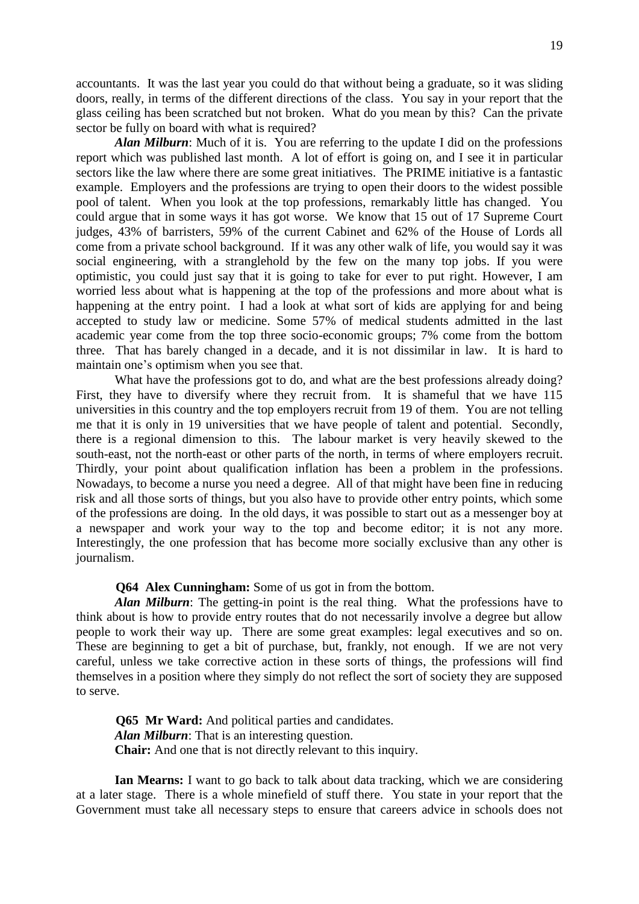accountants. It was the last year you could do that without being a graduate, so it was sliding doors, really, in terms of the different directions of the class. You say in your report that the glass ceiling has been scratched but not broken. What do you mean by this? Can the private sector be fully on board with what is required?

***Alan Milburn***: Much of it is. You are referring to the update I did on the professions report which was published last month. A lot of effort is going on, and I see it in particular sectors like the law where there are some great initiatives. The PRIME initiative is a fantastic example. Employers and the professions are trying to open their doors to the widest possible pool of talent. When you look at the top professions, remarkably little has changed. You could argue that in some ways it has got worse. We know that 15 out of 17 Supreme Court judges, 43% of barristers, 59% of the current Cabinet and 62% of the House of Lords all come from a private school background. If it was any other walk of life, you would say it was social engineering, with a stranglehold by the few on the many top jobs. If you were optimistic, you could just say that it is going to take for ever to put right. However, I am worried less about what is happening at the top of the professions and more about what is happening at the entry point. I had a look at what sort of kids are applying for and being accepted to study law or medicine. Some 57% of medical students admitted in the last academic year come from the top three socio-economic groups; 7% come from the bottom three. That has barely changed in a decade, and it is not dissimilar in law. It is hard to maintain one's optimism when you see that.

What have the professions got to do, and what are the best professions already doing? First, they have to diversify where they recruit from. It is shameful that we have 115 universities in this country and the top employers recruit from 19 of them. You are not telling me that it is only in 19 universities that we have people of talent and potential. Secondly, there is a regional dimension to this. The labour market is very heavily skewed to the south-east, not the north-east or other parts of the north, in terms of where employers recruit. Thirdly, your point about qualification inflation has been a problem in the professions. Nowadays, to become a nurse you need a degree. All of that might have been fine in reducing risk and all those sorts of things, but you also have to provide other entry points, which some of the professions are doing. In the old days, it was possible to start out as a messenger boy at a newspaper and work your way to the top and become editor; it is not any more. Interestingly, the one profession that has become more socially exclusive than any other is journalism.

**Q64 Alex Cunningham:** Some of us got in from the bottom.

***Alan Milburn***: The getting-in point is the real thing. What the professions have to think about is how to provide entry routes that do not necessarily involve a degree but allow people to work their way up. There are some great examples: legal executives and so on. These are beginning to get a bit of purchase, but, frankly, not enough. If we are not very careful, unless we take corrective action in these sorts of things, the professions will find themselves in a position where they simply do not reflect the sort of society they are supposed to serve.

**Q65 Mr Ward:** And political parties and candidates.

***Alan Milburn***: That is an interesting question.

**Chair:** And one that is not directly relevant to this inquiry.

**Ian Mearns:** I want to go back to talk about data tracking, which we are considering at a later stage. There is a whole minefield of stuff there. You state in your report that the Government must take all necessary steps to ensure that careers advice in schools does not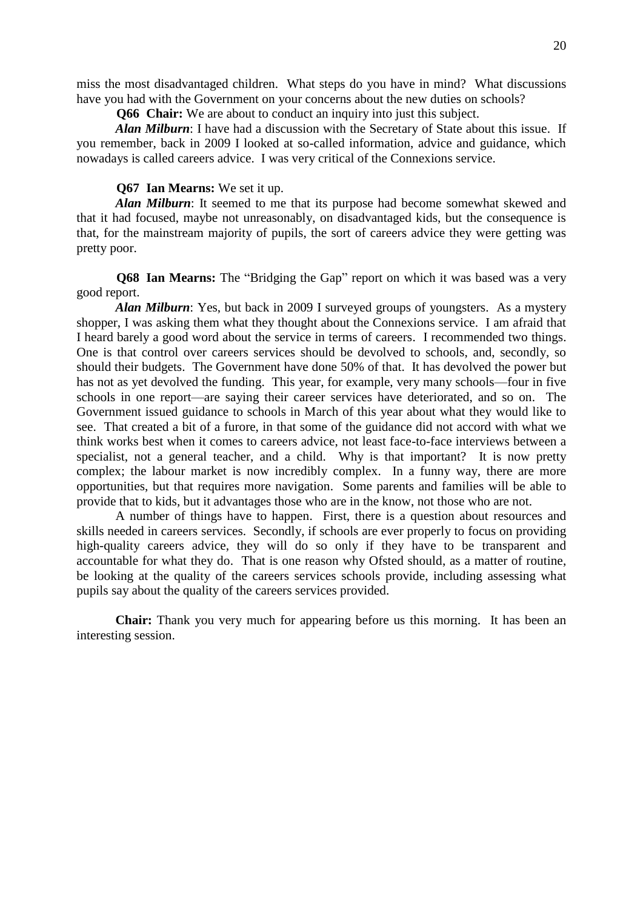miss the most disadvantaged children. What steps do you have in mind? What discussions have you had with the Government on your concerns about the new duties on schools?

**Q66 Chair:** We are about to conduct an inquiry into just this subject.

***Alan Milburn***: I have had a discussion with the Secretary of State about this issue. If you remember, back in 2009 I looked at so-called information, advice and guidance, which nowadays is called careers advice. I was very critical of the Connexions service.

**Q67 Ian Mearns:** We set it up.

***Alan Milburn***: It seemed to me that its purpose had become somewhat skewed and that it had focused, maybe not unreasonably, on disadvantaged kids, but the consequence is that, for the mainstream majority of pupils, the sort of careers advice they were getting was pretty poor.

**Q68 Ian Mearns:** The "Bridging the Gap" report on which it was based was a very good report.

***Alan Milburn***: Yes, but back in 2009 I surveyed groups of youngsters. As a mystery shopper, I was asking them what they thought about the Connexions service. I am afraid that I heard barely a good word about the service in terms of careers. I recommended two things. One is that control over careers services should be devolved to schools, and, secondly, so should their budgets. The Government have done 50% of that. It has devolved the power but has not as yet devolved the funding. This year, for example, very many schools—four in five schools in one report—are saying their career services have deteriorated, and so on. The Government issued guidance to schools in March of this year about what they would like to see. That created a bit of a furore, in that some of the guidance did not accord with what we think works best when it comes to careers advice, not least face-to-face interviews between a specialist, not a general teacher, and a child. Why is that important? It is now pretty complex; the labour market is now incredibly complex. In a funny way, there are more opportunities, but that requires more navigation. Some parents and families will be able to provide that to kids, but it advantages those who are in the know, not those who are not.

A number of things have to happen. First, there is a question about resources and skills needed in careers services. Secondly, if schools are ever properly to focus on providing high-quality careers advice, they will do so only if they have to be transparent and accountable for what they do. That is one reason why Ofsted should, as a matter of routine, be looking at the quality of the careers services schools provide, including assessing what pupils say about the quality of the careers services provided.

**Chair:** Thank you very much for appearing before us this morning. It has been an interesting session.